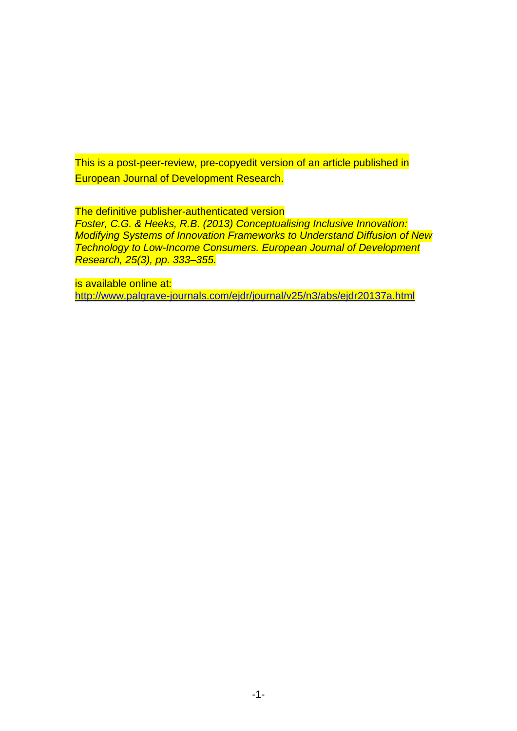This is a post-peer-review, pre-copyedit version of an article published in European Journal of Development Research.

The definitive publisher-authenticated version
*Foster, C.G. & Heeks, R.B. (2013) Conceptualising Inclusive Innovation: Modifying Systems of Innovation Frameworks to Understand Diffusion of New Technology to Low-Income Consumers. European Journal of Development Research, 25(3), pp. 333–355.*

is available online at:
http://www.palgrave-journals.com/ejdr/journal/v25/n3/abs/ejdr20137a.html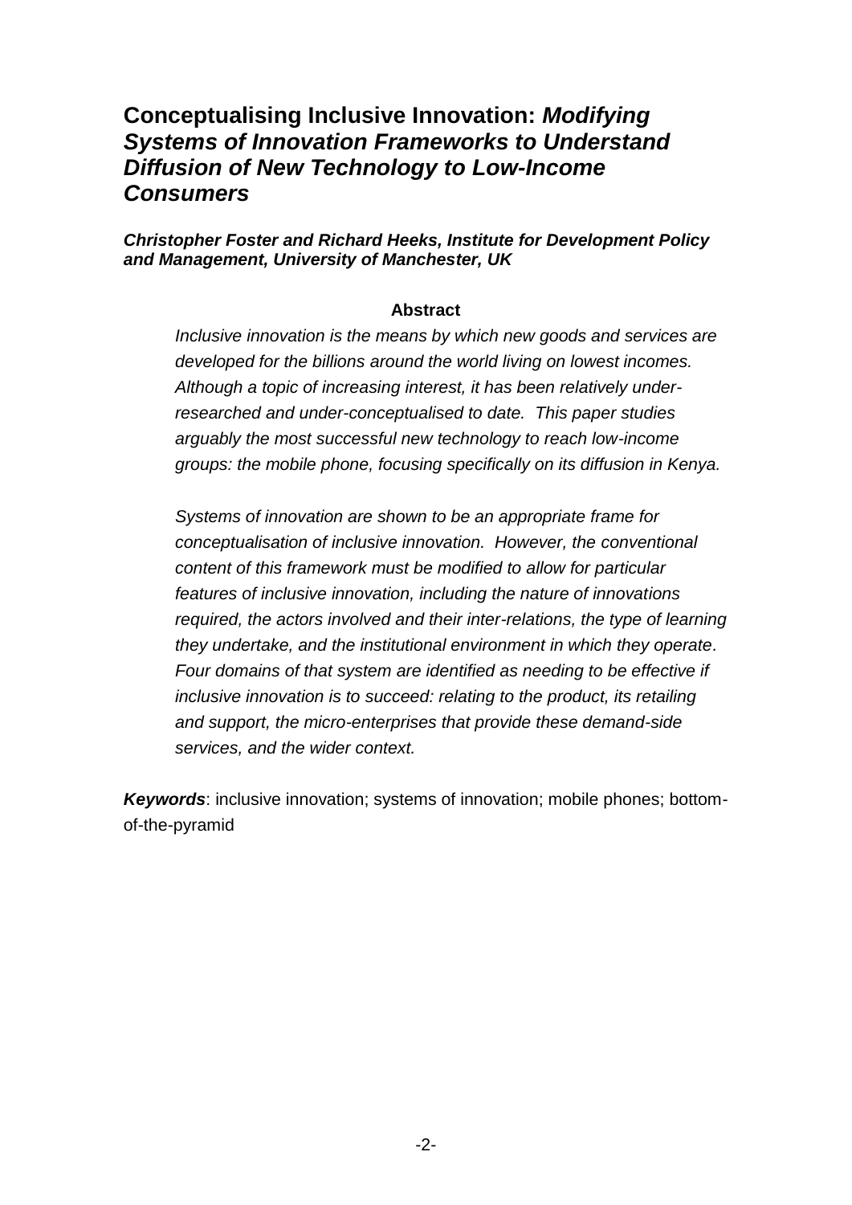# Conceptualising Inclusive Innovation: *Modifying Systems of Innovation Frameworks to Understand Diffusion of New Technology to Low-Income Consumers*

***Christopher Foster and Richard Heeks, Institute for Development Policy and Management, University of Manchester, UK***

**Abstract**

*Inclusive innovation is the means by which new goods and services are developed for the billions around the world living on lowest incomes. Although a topic of increasing interest, it has been relatively under-researched and under-conceptualised to date. This paper studies arguably the most successful new technology to reach low-income groups: the mobile phone, focusing specifically on its diffusion in Kenya.*

*Systems of innovation are shown to be an appropriate frame for conceptualisation of inclusive innovation. However, the conventional content of this framework must be modified to allow for particular features of inclusive innovation, including the nature of innovations required, the actors involved and their inter-relations, the type of learning they undertake, and the institutional environment in which they operate. Four domains of that system are identified as needing to be effective if inclusive innovation is to succeed: relating to the product, its retailing and support, the micro-enterprises that provide these demand-side services, and the wider context.*

***Keywords***: inclusive innovation; systems of innovation; mobile phones; bottom-of-the-pyramid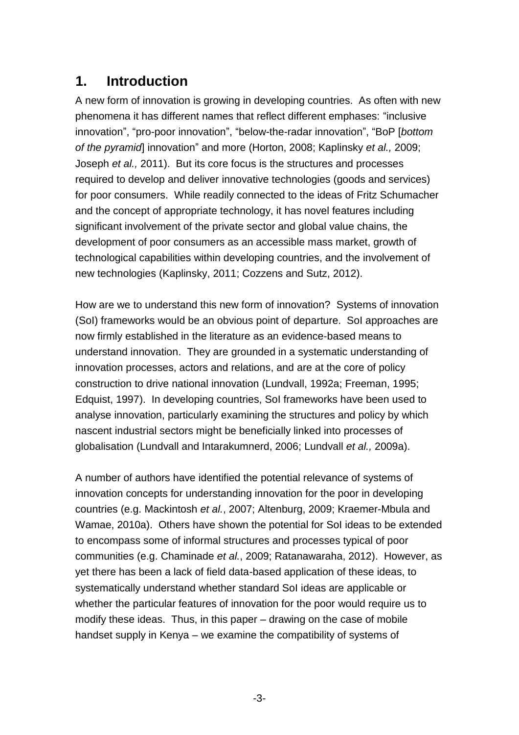## 1. Introduction

A new form of innovation is growing in developing countries. As often with new phenomena it has different names that reflect different emphases: "inclusive innovation", "pro-poor innovation", "below-the-radar innovation", "BoP [*bottom of the pyramid*] innovation" and more (Horton, 2008; Kaplinsky *et al.,* 2009; Joseph *et al.,* 2011). But its core focus is the structures and processes required to develop and deliver innovative technologies (goods and services) for poor consumers. While readily connected to the ideas of Fritz Schumacher and the concept of appropriate technology, it has novel features including significant involvement of the private sector and global value chains, the development of poor consumers as an accessible mass market, growth of technological capabilities within developing countries, and the involvement of new technologies (Kaplinsky, 2011; Cozzens and Sutz, 2012).

How are we to understand this new form of innovation? Systems of innovation (SoI) frameworks would be an obvious point of departure. SoI approaches are now firmly established in the literature as an evidence-based means to understand innovation. They are grounded in a systematic understanding of innovation processes, actors and relations, and are at the core of policy construction to drive national innovation (Lundvall, 1992a; Freeman, 1995; Edquist, 1997). In developing countries, SoI frameworks have been used to analyse innovation, particularly examining the structures and policy by which nascent industrial sectors might be beneficially linked into processes of globalisation (Lundvall and Intarakumnerd, 2006; Lundvall *et al.,* 2009a).

A number of authors have identified the potential relevance of systems of innovation concepts for understanding innovation for the poor in developing countries (e.g. Mackintosh *et al.*, 2007; Altenburg, 2009; Kraemer-Mbula and Wamae, 2010a). Others have shown the potential for SoI ideas to be extended to encompass some of informal structures and processes typical of poor communities (e.g. Chaminade *et al.*, 2009; Ratanawaraha, 2012). However, as yet there has been a lack of field data-based application of these ideas, to systematically understand whether standard SoI ideas are applicable or whether the particular features of innovation for the poor would require us to modify these ideas. Thus, in this paper – drawing on the case of mobile handset supply in Kenya – we examine the compatibility of systems of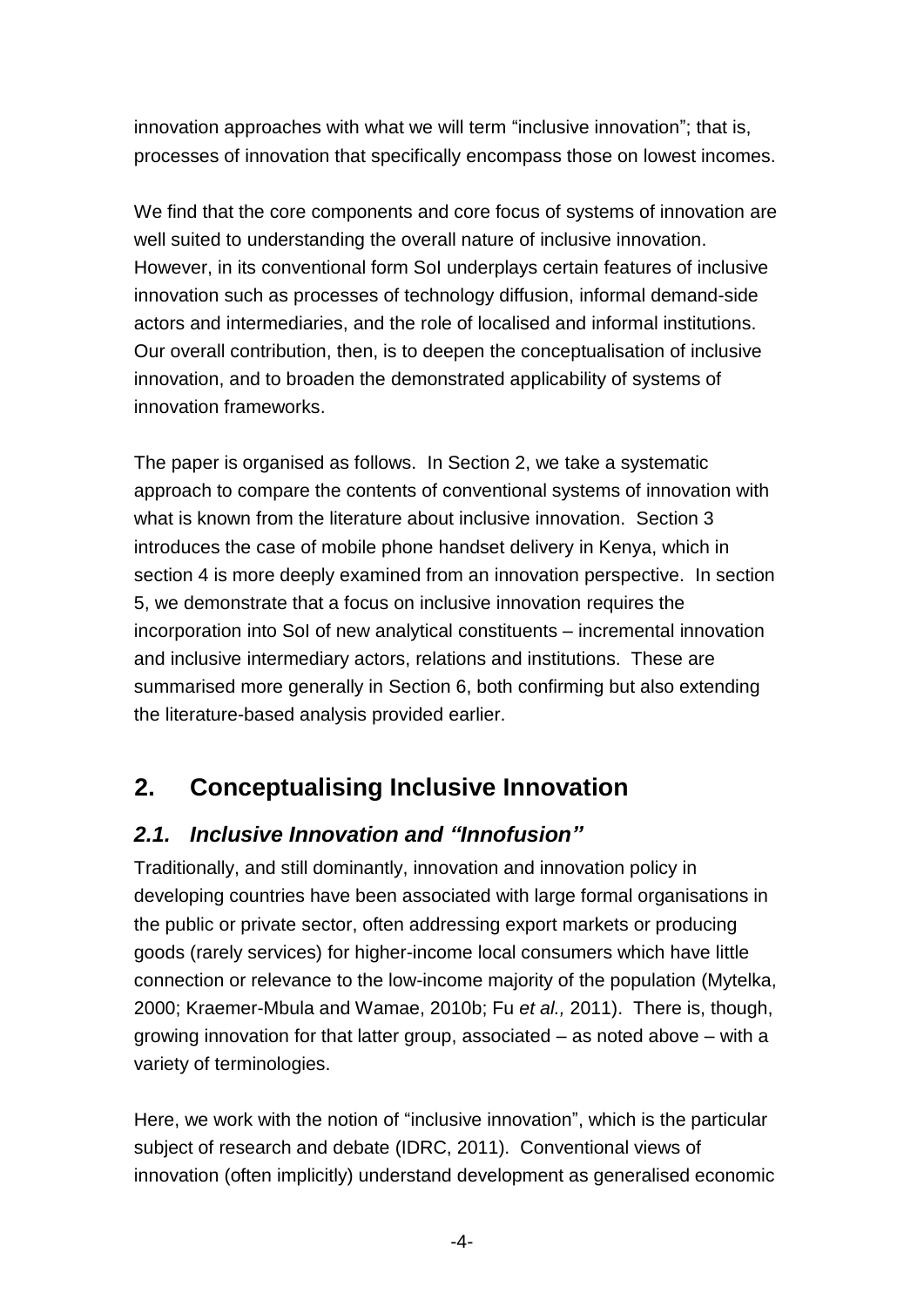innovation approaches with what we will term “inclusive innovation”; that is, processes of innovation that specifically encompass those on lowest incomes.

We find that the core components and core focus of systems of innovation are well suited to understanding the overall nature of inclusive innovation. However, in its conventional form SoI underplays certain features of inclusive innovation such as processes of technology diffusion, informal demand-side actors and intermediaries, and the role of localised and informal institutions. Our overall contribution, then, is to deepen the conceptualisation of inclusive innovation, and to broaden the demonstrated applicability of systems of innovation frameworks.

The paper is organised as follows. In Section 2, we take a systematic approach to compare the contents of conventional systems of innovation with what is known from the literature about inclusive innovation. Section 3 introduces the case of mobile phone handset delivery in Kenya, which in section 4 is more deeply examined from an innovation perspective. In section 5, we demonstrate that a focus on inclusive innovation requires the incorporation into SoI of new analytical constituents – incremental innovation and inclusive intermediary actors, relations and institutions. These are summarised more generally in Section 6, both confirming but also extending the literature-based analysis provided earlier.

## 2. Conceptualising Inclusive Innovation

### *2.1. Inclusive Innovation and “Innofusion”*

Traditionally, and still dominantly, innovation and innovation policy in developing countries have been associated with large formal organisations in the public or private sector, often addressing export markets or producing goods (rarely services) for higher-income local consumers which have little connection or relevance to the low-income majority of the population (Mytelka, 2000; Kraemer-Mbula and Wamae, 2010b; Fu *et al.,* 2011). There is, though, growing innovation for that latter group, associated – as noted above – with a variety of terminologies.

Here, we work with the notion of “inclusive innovation”, which is the particular subject of research and debate (IDRC, 2011). Conventional views of innovation (often implicitly) understand development as generalised economic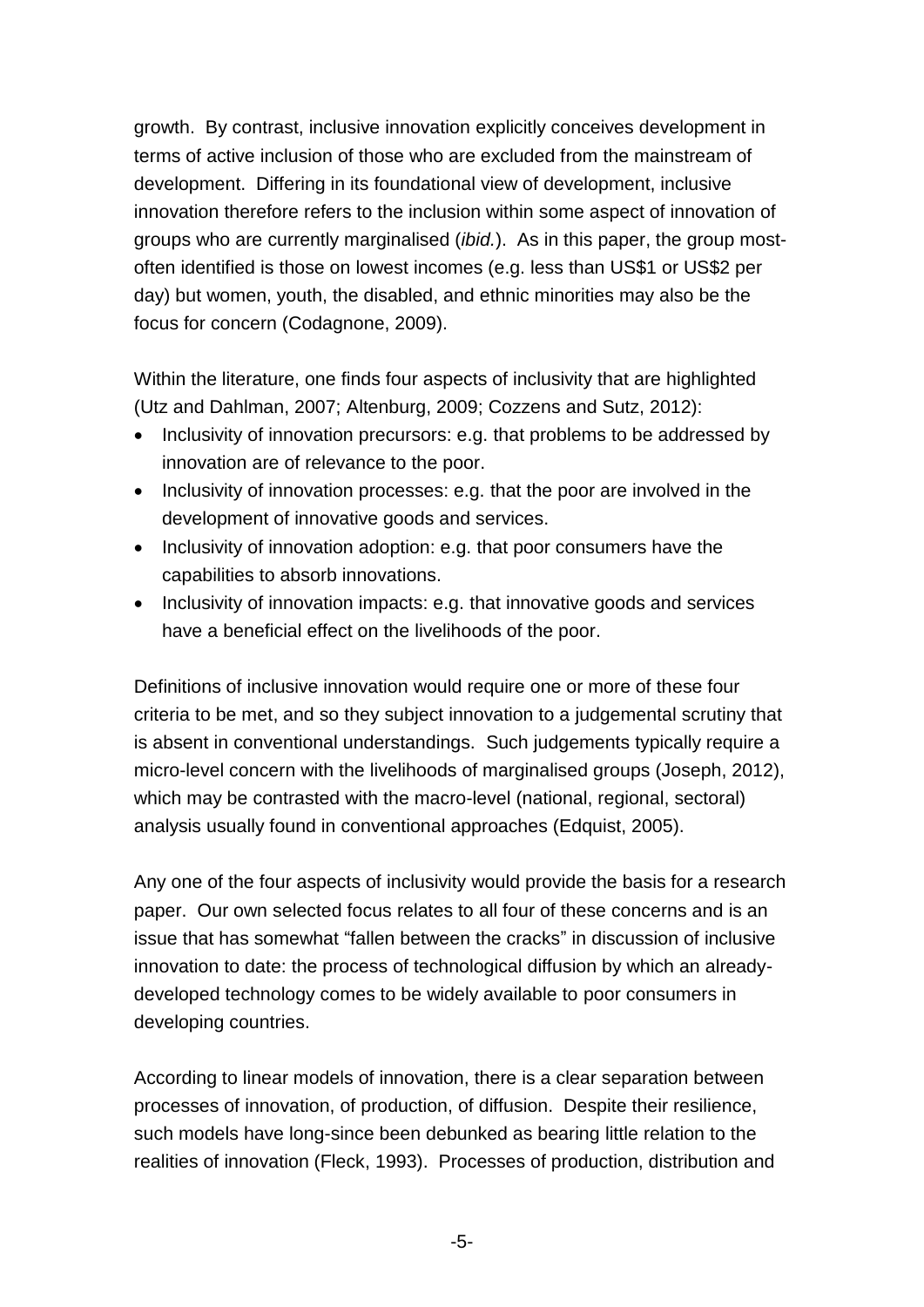growth. By contrast, inclusive innovation explicitly conceives development in terms of active inclusion of those who are excluded from the mainstream of development. Differing in its foundational view of development, inclusive innovation therefore refers to the inclusion within some aspect of innovation of groups who are currently marginalised (*ibid.*). As in this paper, the group most-often identified is those on lowest incomes (e.g. less than US$1 or US$2 per day) but women, youth, the disabled, and ethnic minorities may also be the focus for concern (Codagnone, 2009).

Within the literature, one finds four aspects of inclusivity that are highlighted (Utz and Dahlman, 2007; Altenburg, 2009; Cozzens and Sutz, 2012):

- Inclusivity of innovation precursors: e.g. that problems to be addressed by innovation are of relevance to the poor.
- Inclusivity of innovation processes: e.g. that the poor are involved in the development of innovative goods and services.
- Inclusivity of innovation adoption: e.g. that poor consumers have the capabilities to absorb innovations.
- Inclusivity of innovation impacts: e.g. that innovative goods and services have a beneficial effect on the livelihoods of the poor.

Definitions of inclusive innovation would require one or more of these four criteria to be met, and so they subject innovation to a judgemental scrutiny that is absent in conventional understandings. Such judgements typically require a micro-level concern with the livelihoods of marginalised groups (Joseph, 2012), which may be contrasted with the macro-level (national, regional, sectoral) analysis usually found in conventional approaches (Edquist, 2005).

Any one of the four aspects of inclusivity would provide the basis for a research paper. Our own selected focus relates to all four of these concerns and is an issue that has somewhat "fallen between the cracks" in discussion of inclusive innovation to date: the process of technological diffusion by which an already-developed technology comes to be widely available to poor consumers in developing countries.

According to linear models of innovation, there is a clear separation between processes of innovation, of production, of diffusion. Despite their resilience, such models have long-since been debunked as bearing little relation to the realities of innovation (Fleck, 1993). Processes of production, distribution and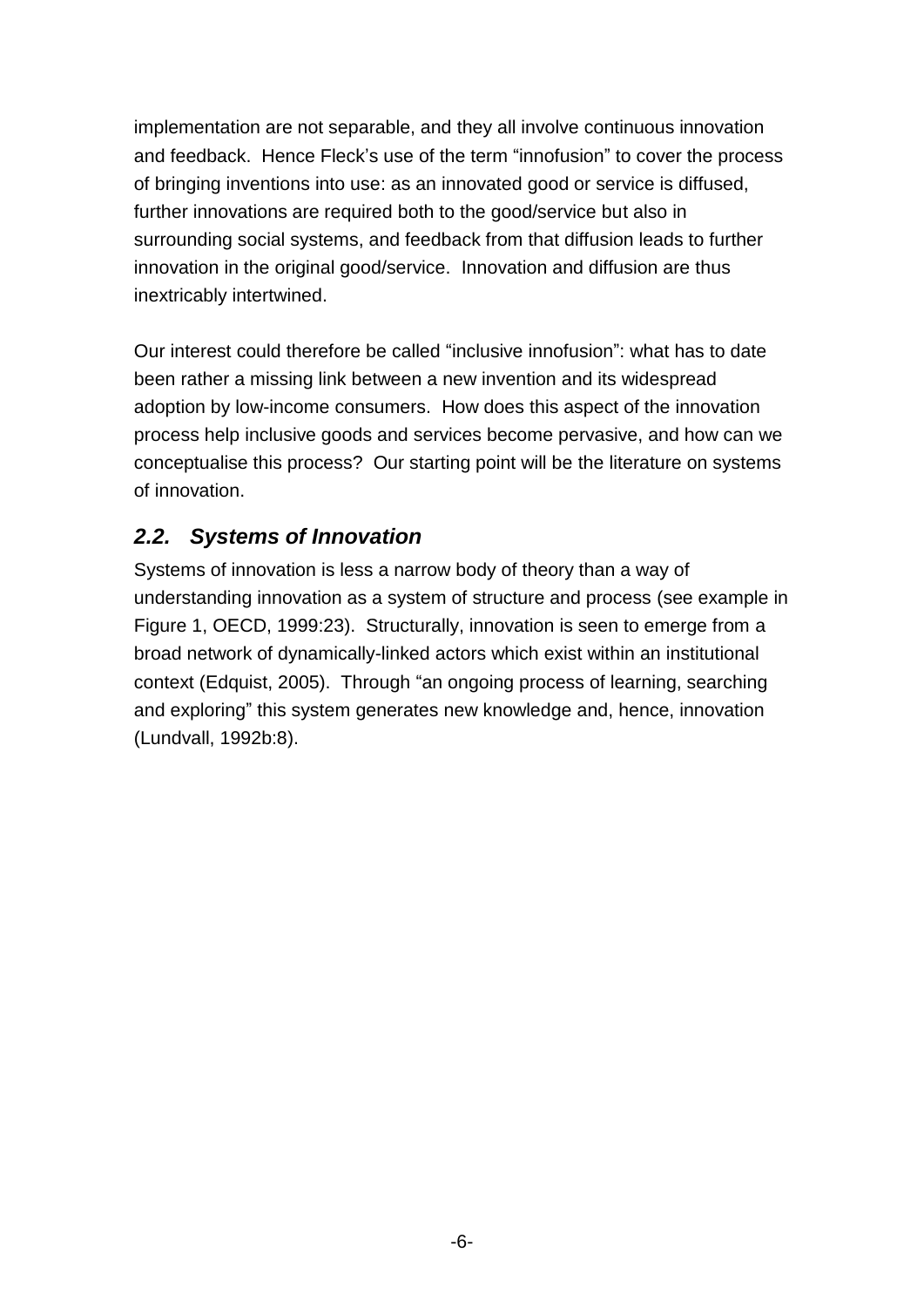implementation are not separable, and they all involve continuous innovation and feedback. Hence Fleck's use of the term "innofusion" to cover the process of bringing inventions into use: as an innovated good or service is diffused, further innovations are required both to the good/service but also in surrounding social systems, and feedback from that diffusion leads to further innovation in the original good/service. Innovation and diffusion are thus inextricably intertwined.

Our interest could therefore be called "inclusive innofusion": what has to date been rather a missing link between a new invention and its widespread adoption by low-income consumers. How does this aspect of the innovation process help inclusive goods and services become pervasive, and how can we conceptualise this process? Our starting point will be the literature on systems of innovation.

## *2.2. Systems of Innovation*

Systems of innovation is less a narrow body of theory than a way of understanding innovation as a system of structure and process (see example in Figure 1, OECD, 1999:23). Structurally, innovation is seen to emerge from a broad network of dynamically-linked actors which exist within an institutional context (Edquist, 2005). Through "an ongoing process of learning, searching and exploring" this system generates new knowledge and, hence, innovation (Lundvall, 1992b:8).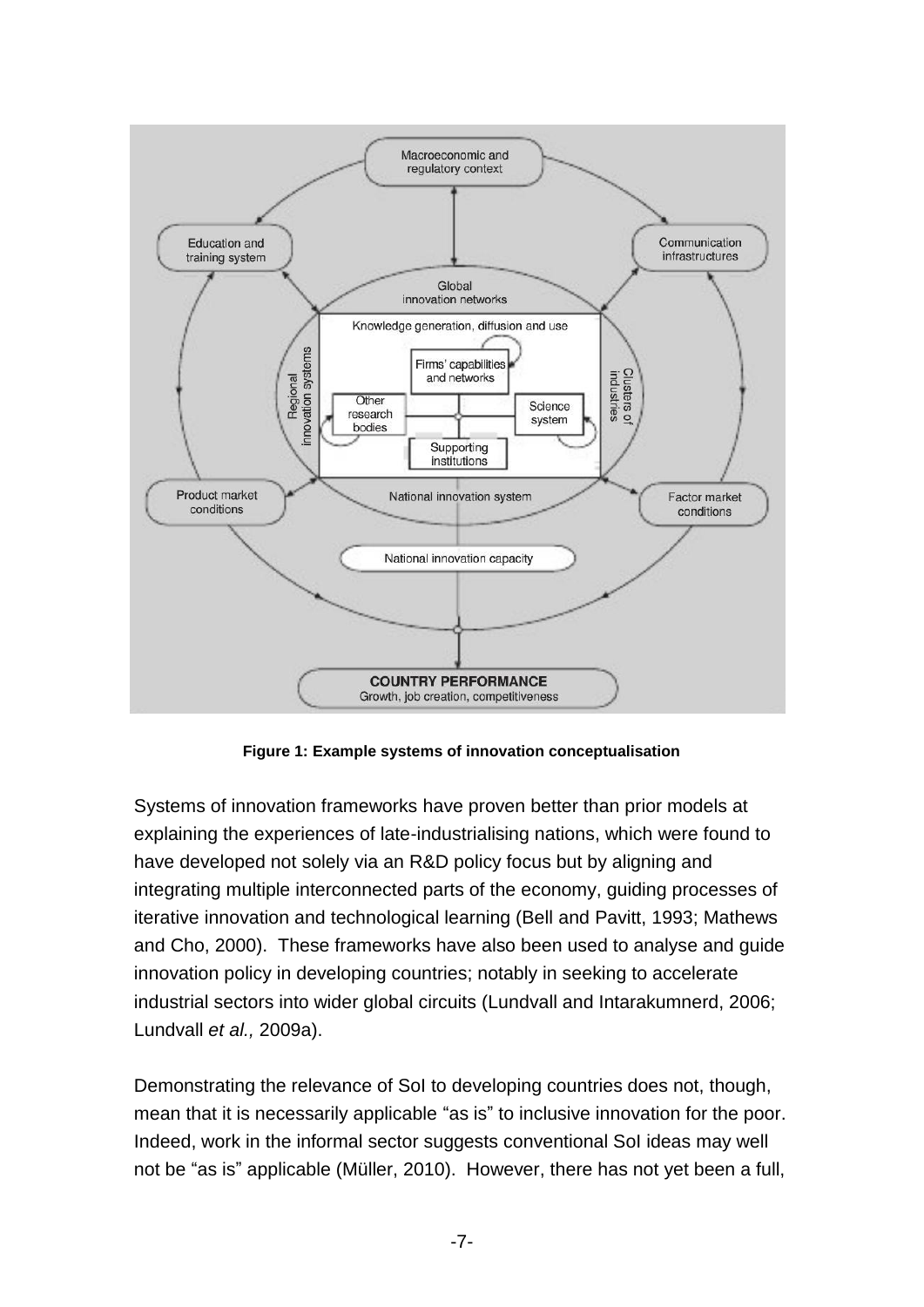**Figure 1: Example systems of innovation conceptualisation**

Systems of innovation frameworks have proven better than prior models at explaining the experiences of late-industrialising nations, which were found to have developed not solely via an R&D policy focus but by aligning and integrating multiple interconnected parts of the economy, guiding processes of iterative innovation and technological learning (Bell and Pavitt, 1993; Mathews and Cho, 2000). These frameworks have also been used to analyse and guide innovation policy in developing countries; notably in seeking to accelerate industrial sectors into wider global circuits (Lundvall and Intarakumnerd, 2006; Lundvall *et al.,* 2009a).

Demonstrating the relevance of SoI to developing countries does not, though, mean that it is necessarily applicable "as is" to inclusive innovation for the poor. Indeed, work in the informal sector suggests conventional SoI ideas may well not be "as is" applicable (Müller, 2010). However, there has not yet been a full,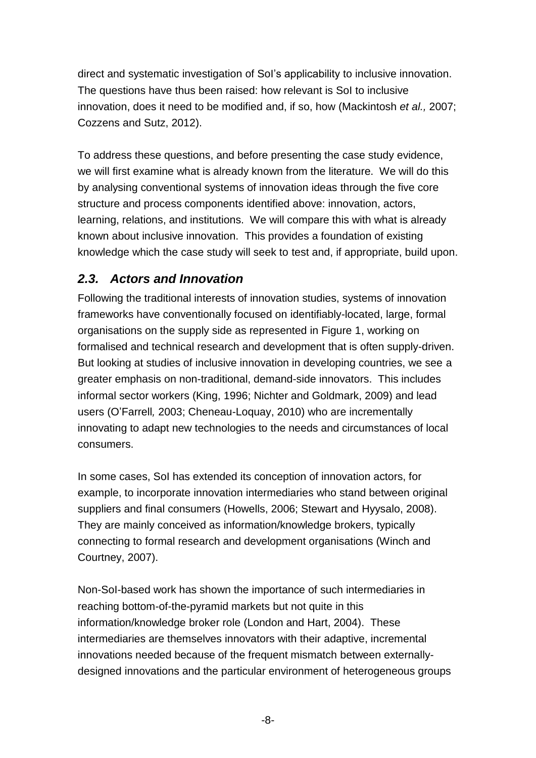direct and systematic investigation of SoI's applicability to inclusive innovation. The questions have thus been raised: how relevant is SoI to inclusive innovation, does it need to be modified and, if so, how (Mackintosh *et al.,* 2007; Cozzens and Sutz, 2012).

To address these questions, and before presenting the case study evidence, we will first examine what is already known from the literature. We will do this by analysing conventional systems of innovation ideas through the five core structure and process components identified above: innovation, actors, learning, relations, and institutions. We will compare this with what is already known about inclusive innovation. This provides a foundation of existing knowledge which the case study will seek to test and, if appropriate, build upon.

## *2.3. Actors and Innovation*

Following the traditional interests of innovation studies, systems of innovation frameworks have conventionally focused on identifiably-located, large, formal organisations on the supply side as represented in Figure 1, working on formalised and technical research and development that is often supply-driven. But looking at studies of inclusive innovation in developing countries, we see a greater emphasis on non-traditional, demand-side innovators. This includes informal sector workers (King, 1996; Nichter and Goldmark, 2009) and lead users (O'Farrell*,* 2003; Cheneau-Loquay, 2010) who are incrementally innovating to adapt new technologies to the needs and circumstances of local consumers.

In some cases, SoI has extended its conception of innovation actors, for example, to incorporate innovation intermediaries who stand between original suppliers and final consumers (Howells, 2006; Stewart and Hyysalo, 2008). They are mainly conceived as information/knowledge brokers, typically connecting to formal research and development organisations (Winch and Courtney, 2007).

Non-SoI-based work has shown the importance of such intermediaries in reaching bottom-of-the-pyramid markets but not quite in this information/knowledge broker role (London and Hart, 2004). These intermediaries are themselves innovators with their adaptive, incremental innovations needed because of the frequent mismatch between externally-designed innovations and the particular environment of heterogeneous groups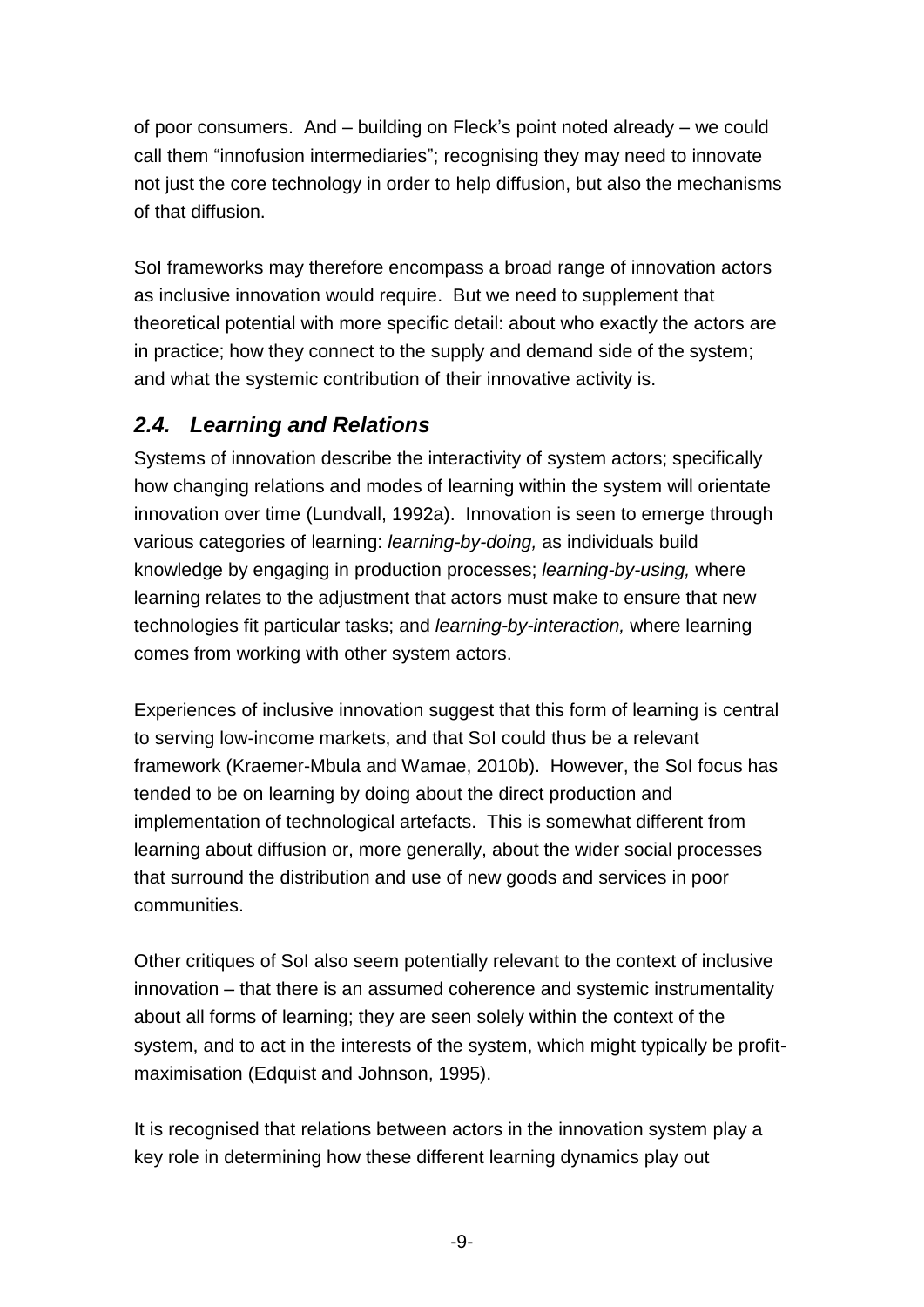of poor consumers. And – building on Fleck's point noted already – we could call them "innofusion intermediaries"; recognising they may need to innovate not just the core technology in order to help diffusion, but also the mechanisms of that diffusion.

SoI frameworks may therefore encompass a broad range of innovation actors as inclusive innovation would require. But we need to supplement that theoretical potential with more specific detail: about who exactly the actors are in practice; how they connect to the supply and demand side of the system; and what the systemic contribution of their innovative activity is.

## *2.4. Learning and Relations*

Systems of innovation describe the interactivity of system actors; specifically how changing relations and modes of learning within the system will orientate innovation over time (Lundvall, 1992a). Innovation is seen to emerge through various categories of learning: *learning-by-doing,* as individuals build knowledge by engaging in production processes; *learning-by-using,* where learning relates to the adjustment that actors must make to ensure that new technologies fit particular tasks; and *learning-by-interaction,* where learning comes from working with other system actors.

Experiences of inclusive innovation suggest that this form of learning is central to serving low-income markets, and that SoI could thus be a relevant framework (Kraemer-Mbula and Wamae, 2010b). However, the SoI focus has tended to be on learning by doing about the direct production and implementation of technological artefacts. This is somewhat different from learning about diffusion or, more generally, about the wider social processes that surround the distribution and use of new goods and services in poor communities.

Other critiques of SoI also seem potentially relevant to the context of inclusive innovation – that there is an assumed coherence and systemic instrumentality about all forms of learning; they are seen solely within the context of the system, and to act in the interests of the system, which might typically be profit-maximisation (Edquist and Johnson, 1995).

It is recognised that relations between actors in the innovation system play a key role in determining how these different learning dynamics play out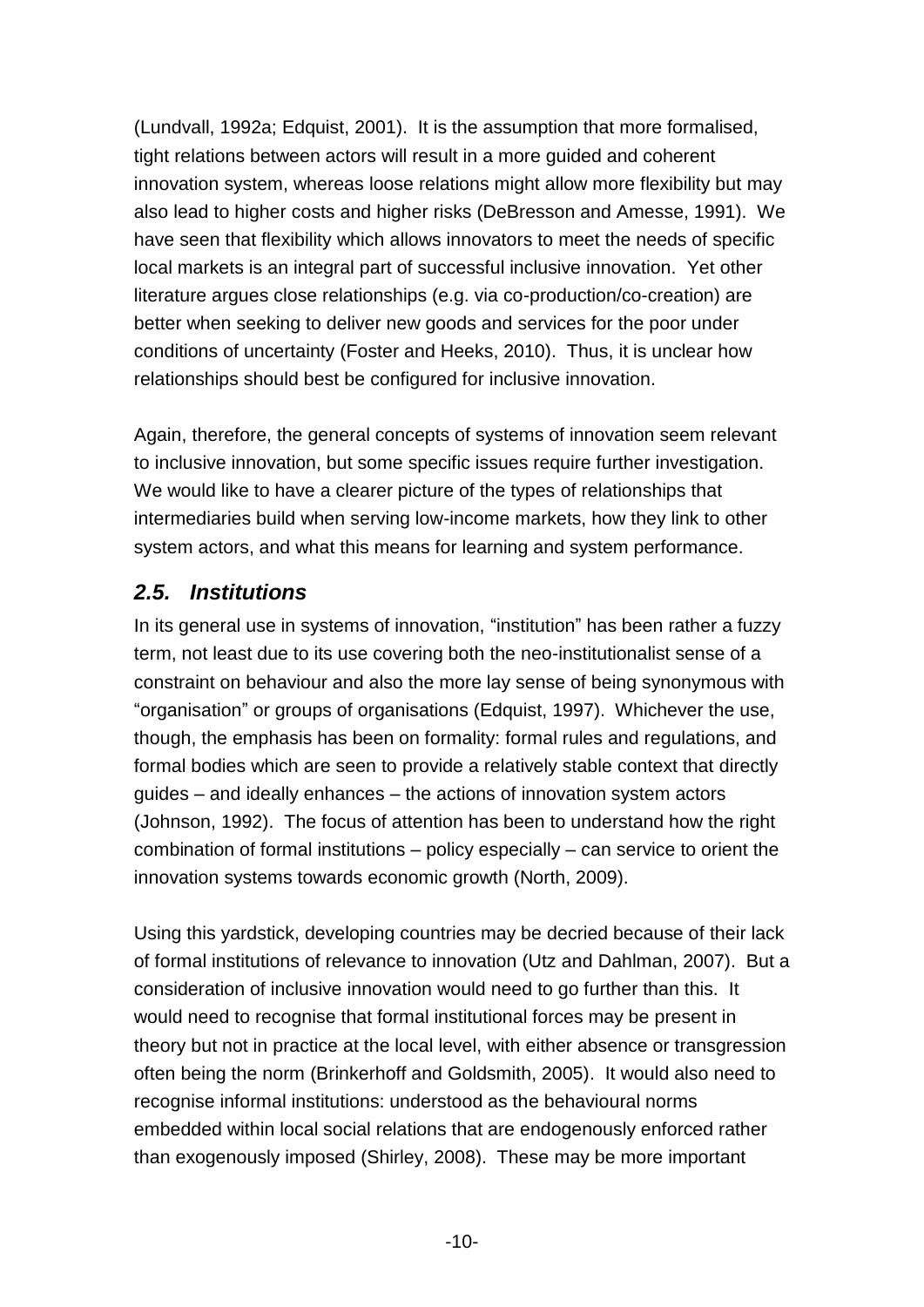(Lundvall, 1992a; Edquist, 2001). It is the assumption that more formalised, tight relations between actors will result in a more guided and coherent innovation system, whereas loose relations might allow more flexibility but may also lead to higher costs and higher risks (DeBresson and Amesse, 1991). We have seen that flexibility which allows innovators to meet the needs of specific local markets is an integral part of successful inclusive innovation. Yet other literature argues close relationships (e.g. via co-production/co-creation) are better when seeking to deliver new goods and services for the poor under conditions of uncertainty (Foster and Heeks, 2010). Thus, it is unclear how relationships should best be configured for inclusive innovation.

Again, therefore, the general concepts of systems of innovation seem relevant to inclusive innovation, but some specific issues require further investigation. We would like to have a clearer picture of the types of relationships that intermediaries build when serving low-income markets, how they link to other system actors, and what this means for learning and system performance.

## *2.5. Institutions*

In its general use in systems of innovation, "institution" has been rather a fuzzy term, not least due to its use covering both the neo-institutionalist sense of a constraint on behaviour and also the more lay sense of being synonymous with "organisation" or groups of organisations (Edquist, 1997). Whichever the use, though, the emphasis has been on formality: formal rules and regulations, and formal bodies which are seen to provide a relatively stable context that directly guides – and ideally enhances – the actions of innovation system actors (Johnson, 1992). The focus of attention has been to understand how the right combination of formal institutions – policy especially – can service to orient the innovation systems towards economic growth (North, 2009).

Using this yardstick, developing countries may be decried because of their lack of formal institutions of relevance to innovation (Utz and Dahlman, 2007). But a consideration of inclusive innovation would need to go further than this. It would need to recognise that formal institutional forces may be present in theory but not in practice at the local level, with either absence or transgression often being the norm (Brinkerhoff and Goldsmith, 2005). It would also need to recognise informal institutions: understood as the behavioural norms embedded within local social relations that are endogenously enforced rather than exogenously imposed (Shirley, 2008). These may be more important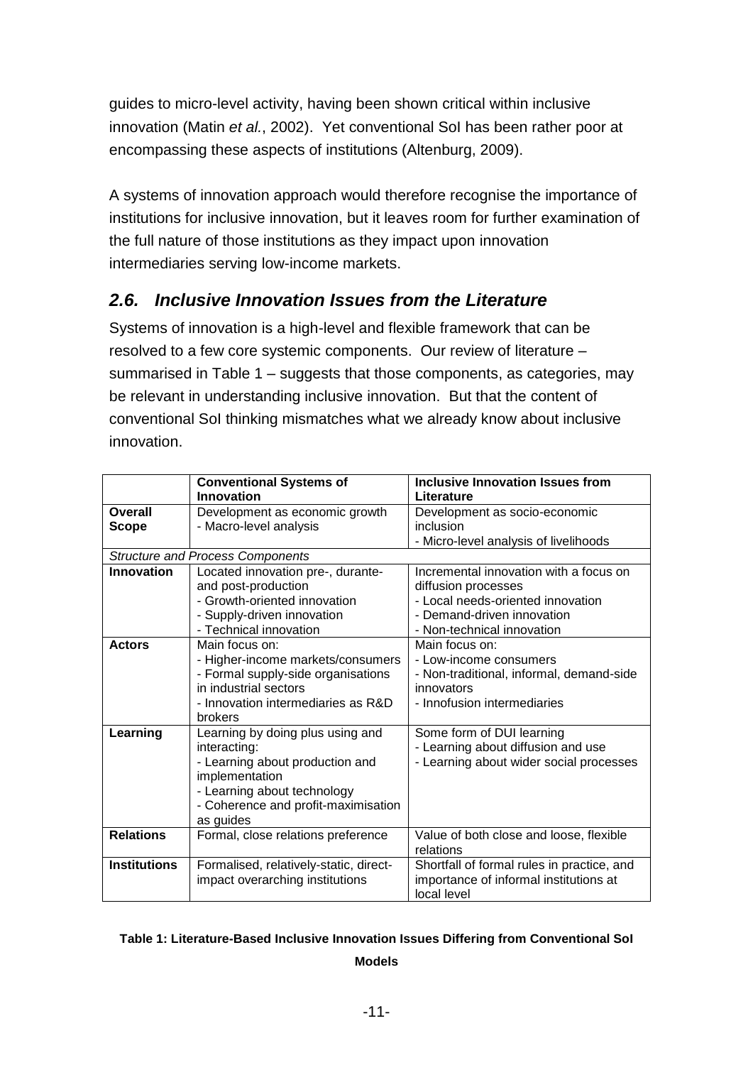guides to micro-level activity, having been shown critical within inclusive innovation (Matin *et al.*, 2002). Yet conventional SoI has been rather poor at encompassing these aspects of institutions (Altenburg, 2009).

A systems of innovation approach would therefore recognise the importance of institutions for inclusive innovation, but it leaves room for further examination of the full nature of those institutions as they impact upon innovation intermediaries serving low-income markets.

## *2.6. Inclusive Innovation Issues from the Literature*

Systems of innovation is a high-level and flexible framework that can be resolved to a few core systemic components. Our review of literature – summarised in Table 1 – suggests that those components, as categories, may be relevant in understanding inclusive innovation. But that the content of conventional SoI thinking mismatches what we already know about inclusive innovation.

| | **Conventional Systems of Innovation** | **Inclusive Innovation Issues from Literature** |
|---|---|---|
| **Overall Scope** | Development as economic growth<br>- Macro-level analysis | Development as socio-economic inclusion<br>- Micro-level analysis of livelihoods |
| *Structure and Process Components* | | |
| **Innovation** | Located innovation pre-, durante- and post-production<br>- Growth-oriented innovation<br>- Supply-driven innovation<br>- Technical innovation | Incremental innovation with a focus on diffusion processes<br>- Local needs-oriented innovation<br>- Demand-driven innovation<br>- Non-technical innovation |
| **Actors** | Main focus on:<br>- Higher-income markets/consumers<br>- Formal supply-side organisations in industrial sectors<br>- Innovation intermediaries as R&D brokers | Main focus on:<br>- Low-income consumers<br>- Non-traditional, informal, demand-side innovators<br>- Innofusion intermediaries |
| **Learning** | Learning by doing plus using and interacting:<br>- Learning about production and implementation<br>- Learning about technology<br>- Coherence and profit-maximisation as guides | Some form of DUI learning<br>- Learning about diffusion and use<br>- Learning about wider social processes |
| **Relations** | Formal, close relations preference | Value of both close and loose, flexible relations |
| **Institutions** | Formalised, relatively-static, direct-impact overarching institutions | Shortfall of formal rules in practice, and importance of informal institutions at local level |

**Table 1: Literature-Based Inclusive Innovation Issues Differing from Conventional SoI Models**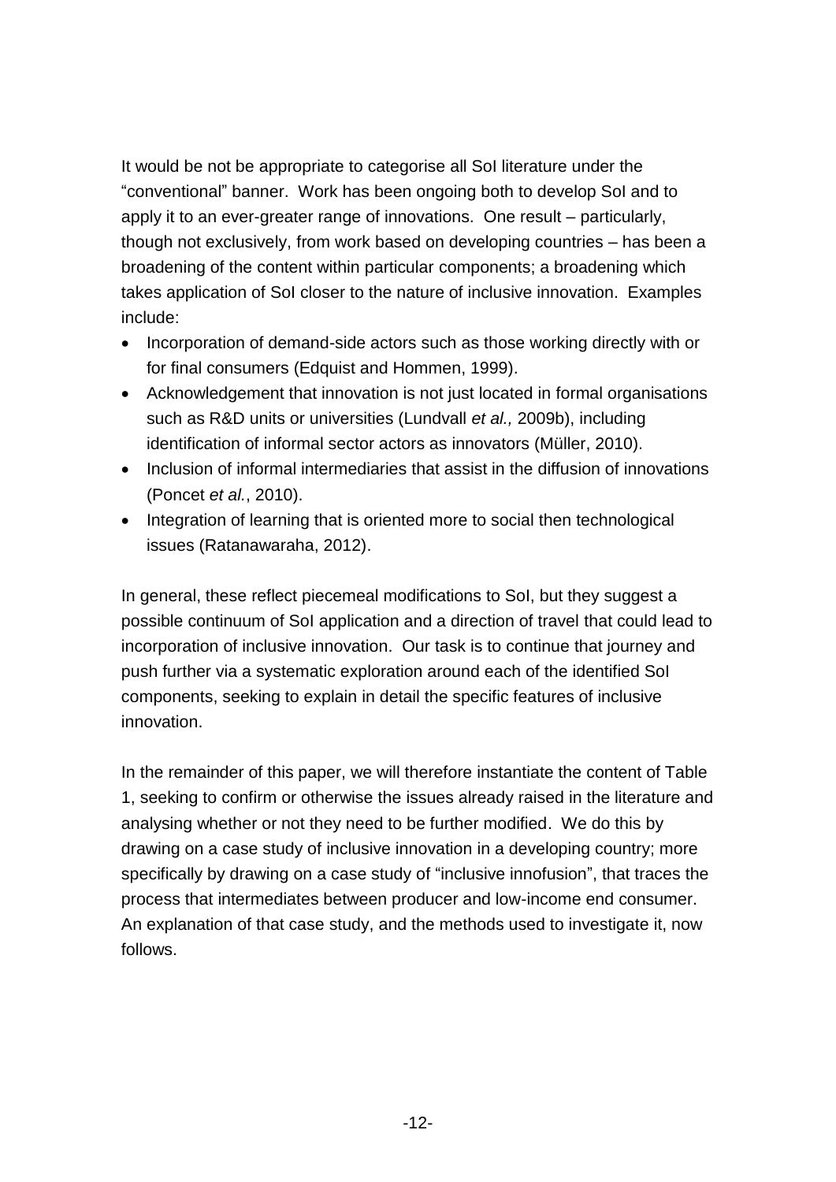It would be not be appropriate to categorise all SoI literature under the "conventional" banner. Work has been ongoing both to develop SoI and to apply it to an ever-greater range of innovations. One result – particularly, though not exclusively, from work based on developing countries – has been a broadening of the content within particular components; a broadening which takes application of SoI closer to the nature of inclusive innovation. Examples include:

- Incorporation of demand-side actors such as those working directly with or for final consumers (Edquist and Hommen, 1999).
- Acknowledgement that innovation is not just located in formal organisations such as R&D units or universities (Lundvall *et al.,* 2009b), including identification of informal sector actors as innovators (Müller, 2010).
- Inclusion of informal intermediaries that assist in the diffusion of innovations (Poncet *et al.*, 2010).
- Integration of learning that is oriented more to social then technological issues (Ratanawaraha, 2012).

In general, these reflect piecemeal modifications to SoI, but they suggest a possible continuum of SoI application and a direction of travel that could lead to incorporation of inclusive innovation. Our task is to continue that journey and push further via a systematic exploration around each of the identified SoI components, seeking to explain in detail the specific features of inclusive innovation.

In the remainder of this paper, we will therefore instantiate the content of Table 1, seeking to confirm or otherwise the issues already raised in the literature and analysing whether or not they need to be further modified. We do this by drawing on a case study of inclusive innovation in a developing country; more specifically by drawing on a case study of "inclusive innofusion", that traces the process that intermediates between producer and low-income end consumer. An explanation of that case study, and the methods used to investigate it, now follows.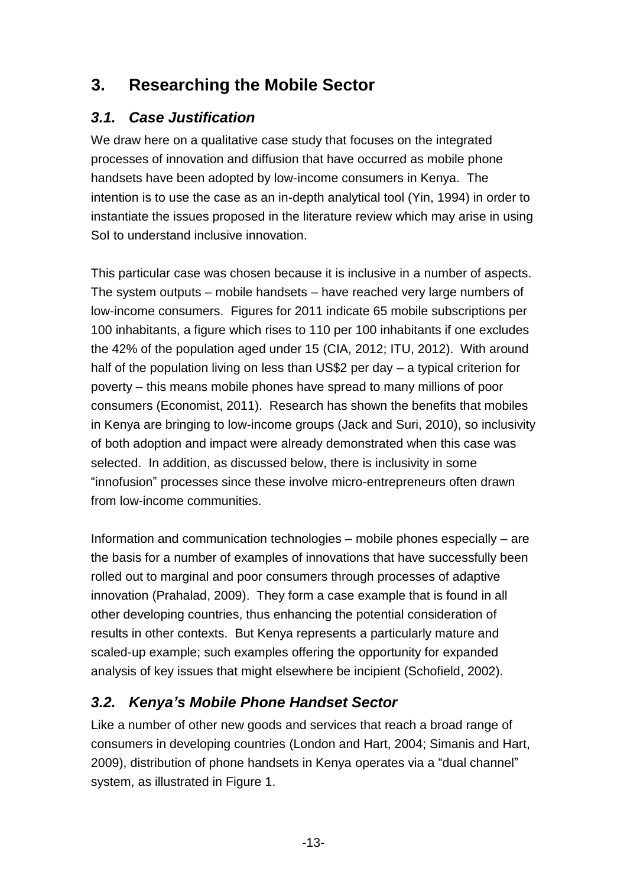## 3. Researching the Mobile Sector

### *3.1. Case Justification*

We draw here on a qualitative case study that focuses on the integrated processes of innovation and diffusion that have occurred as mobile phone handsets have been adopted by low-income consumers in Kenya. The intention is to use the case as an in-depth analytical tool (Yin, 1994) in order to instantiate the issues proposed in the literature review which may arise in using SoI to understand inclusive innovation.

This particular case was chosen because it is inclusive in a number of aspects. The system outputs – mobile handsets – have reached very large numbers of low-income consumers. Figures for 2011 indicate 65 mobile subscriptions per 100 inhabitants, a figure which rises to 110 per 100 inhabitants if one excludes the 42% of the population aged under 15 (CIA, 2012; ITU, 2012). With around half of the population living on less than US$2 per day – a typical criterion for poverty – this means mobile phones have spread to many millions of poor consumers (Economist, 2011). Research has shown the benefits that mobiles in Kenya are bringing to low-income groups (Jack and Suri, 2010), so inclusivity of both adoption and impact were already demonstrated when this case was selected. In addition, as discussed below, there is inclusivity in some "innofusion" processes since these involve micro-entrepreneurs often drawn from low-income communities.

Information and communication technologies – mobile phones especially – are the basis for a number of examples of innovations that have successfully been rolled out to marginal and poor consumers through processes of adaptive innovation (Prahalad, 2009). They form a case example that is found in all other developing countries, thus enhancing the potential consideration of results in other contexts. But Kenya represents a particularly mature and scaled-up example; such examples offering the opportunity for expanded analysis of key issues that might elsewhere be incipient (Schofield, 2002).

### *3.2. Kenya's Mobile Phone Handset Sector*

Like a number of other new goods and services that reach a broad range of consumers in developing countries (London and Hart, 2004; Simanis and Hart, 2009), distribution of phone handsets in Kenya operates via a "dual channel" system, as illustrated in Figure 1.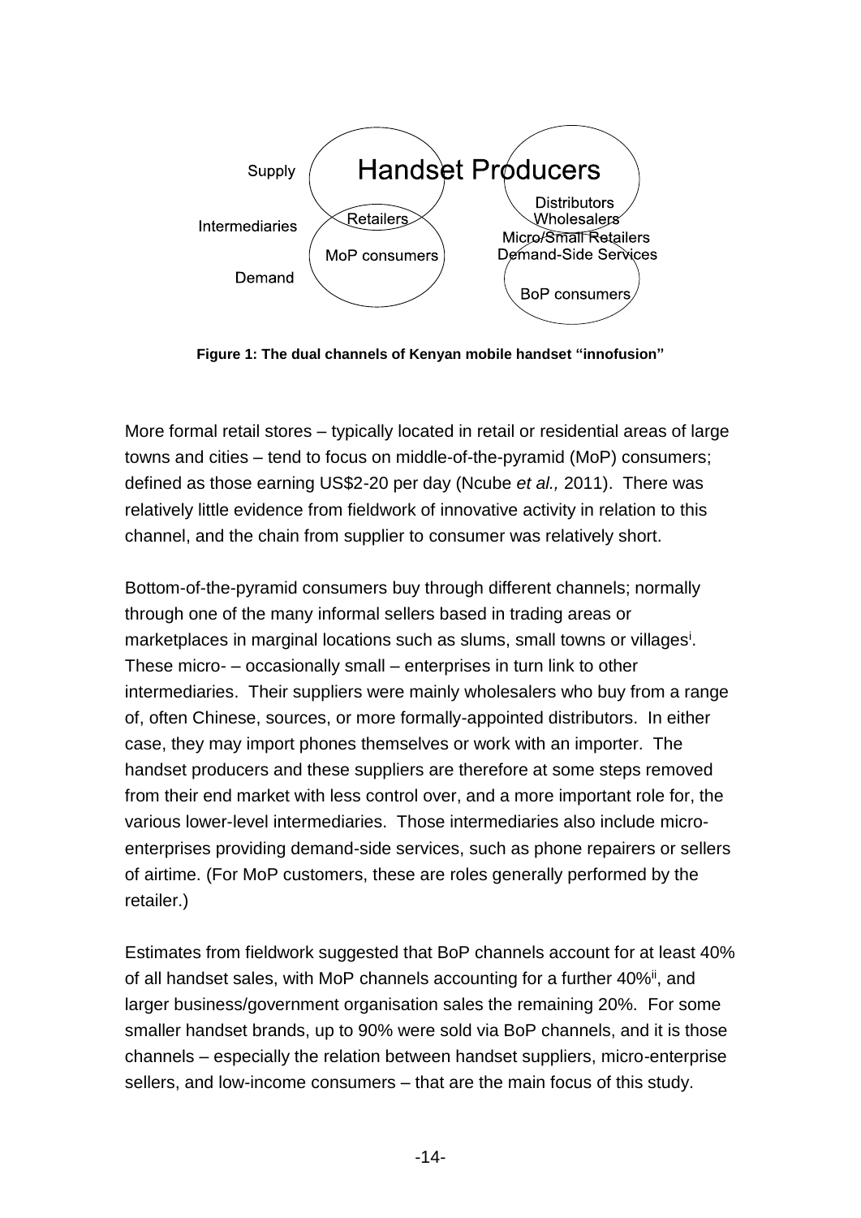Supply

Intermediaries

Demand

Handset Producers

Retailers

MoP consumers

Distributors
Wholesalers
Micro/Small Retailers
Demand-Side Services

BoP consumers

**Figure 1: The dual channels of Kenyan mobile handset "innofusion"**

More formal retail stores – typically located in retail or residential areas of large towns and cities – tend to focus on middle-of-the-pyramid (MoP) consumers; defined as those earning US$2-20 per day (Ncube *et al.,* 2011). There was relatively little evidence from fieldwork of innovative activity in relation to this channel, and the chain from supplier to consumer was relatively short.

Bottom-of-the-pyramid consumers buy through different channels; normally through one of the many informal sellers based in trading areas or marketplaces in marginal locations such as slums, small towns or villages[i]. These micro- – occasionally small – enterprises in turn link to other intermediaries. Their suppliers were mainly wholesalers who buy from a range of, often Chinese, sources, or more formally-appointed distributors. In either case, they may import phones themselves or work with an importer. The handset producers and these suppliers are therefore at some steps removed from their end market with less control over, and a more important role for, the various lower-level intermediaries. Those intermediaries also include micro-enterprises providing demand-side services, such as phone repairers or sellers of airtime. (For MoP customers, these are roles generally performed by the retailer.)

Estimates from fieldwork suggested that BoP channels account for at least 40% of all handset sales, with MoP channels accounting for a further 40%[ii], and larger business/government organisation sales the remaining 20%. For some smaller handset brands, up to 90% were sold via BoP channels, and it is those channels – especially the relation between handset suppliers, micro-enterprise sellers, and low-income consumers – that are the main focus of this study.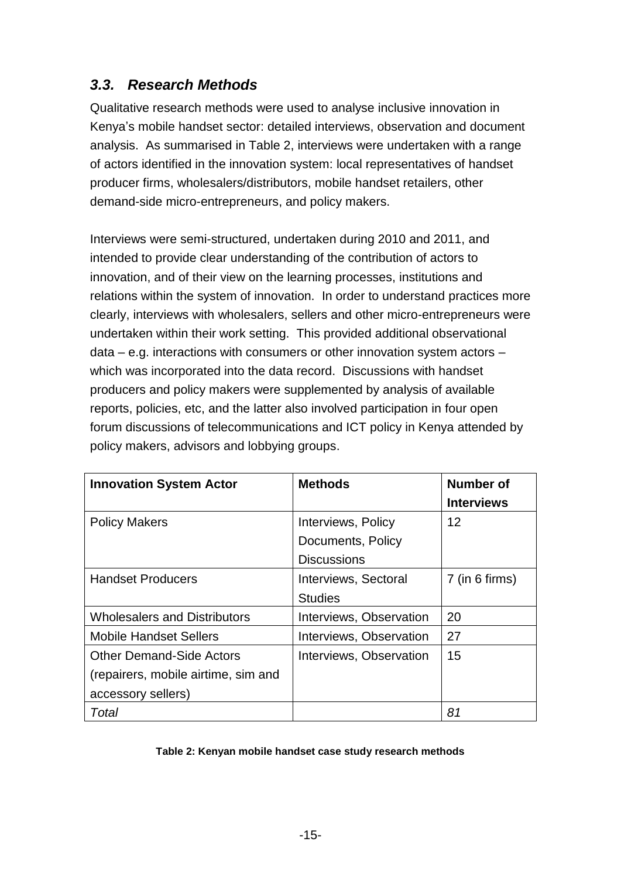## *3.3. Research Methods*

Qualitative research methods were used to analyse inclusive innovation in Kenya's mobile handset sector: detailed interviews, observation and document analysis. As summarised in Table 2, interviews were undertaken with a range of actors identified in the innovation system: local representatives of handset producer firms, wholesalers/distributors, mobile handset retailers, other demand-side micro-entrepreneurs, and policy makers.

Interviews were semi-structured, undertaken during 2010 and 2011, and intended to provide clear understanding of the contribution of actors to innovation, and of their view on the learning processes, institutions and relations within the system of innovation. In order to understand practices more clearly, interviews with wholesalers, sellers and other micro-entrepreneurs were undertaken within their work setting. This provided additional observational data – e.g. interactions with consumers or other innovation system actors – which was incorporated into the data record. Discussions with handset producers and policy makers were supplemented by analysis of available reports, policies, etc, and the latter also involved participation in four open forum discussions of telecommunications and ICT policy in Kenya attended by policy makers, advisors and lobbying groups.

| **Innovation System Actor** | **Methods** | **Number of Interviews** |
|---|---|---|
| Policy Makers | Interviews, Policy Documents, Policy Discussions | 12 |
| Handset Producers | Interviews, Sectoral Studies | 7 (in 6 firms) |
| Wholesalers and Distributors | Interviews, Observation | 20 |
| Mobile Handset Sellers | Interviews, Observation | 27 |
| Other Demand-Side Actors (repairers, mobile airtime, sim and accessory sellers) | Interviews, Observation | 15 |
| *Total* | | *81* |

**Table 2: Kenyan mobile handset case study research methods**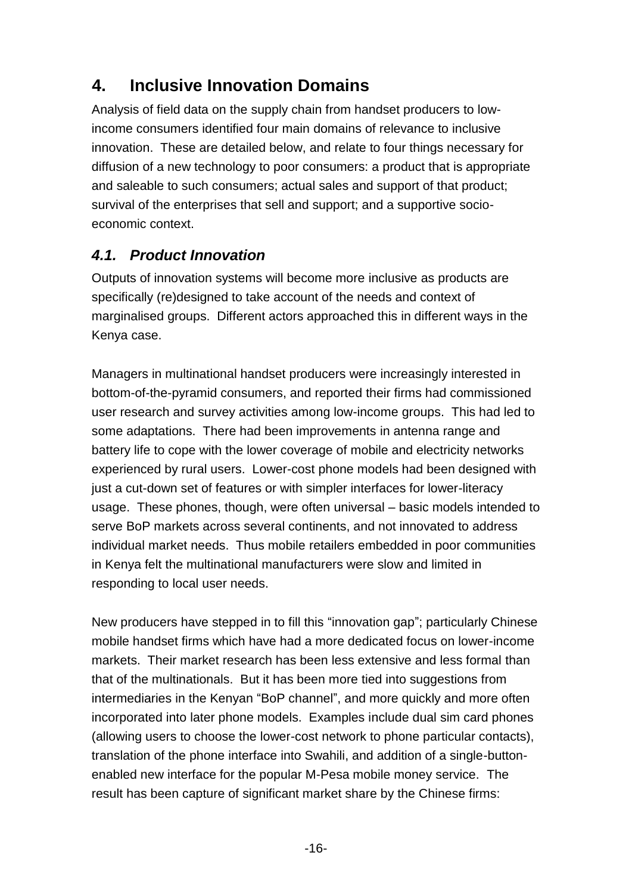# 4. Inclusive Innovation Domains

Analysis of field data on the supply chain from handset producers to low-income consumers identified four main domains of relevance to inclusive innovation. These are detailed below, and relate to four things necessary for diffusion of a new technology to poor consumers: a product that is appropriate and saleable to such consumers; actual sales and support of that product; survival of the enterprises that sell and support; and a supportive socio-economic context.

## *4.1. Product Innovation*

Outputs of innovation systems will become more inclusive as products are specifically (re)designed to take account of the needs and context of marginalised groups. Different actors approached this in different ways in the Kenya case.

Managers in multinational handset producers were increasingly interested in bottom-of-the-pyramid consumers, and reported their firms had commissioned user research and survey activities among low-income groups. This had led to some adaptations. There had been improvements in antenna range and battery life to cope with the lower coverage of mobile and electricity networks experienced by rural users. Lower-cost phone models had been designed with just a cut-down set of features or with simpler interfaces for lower-literacy usage. These phones, though, were often universal – basic models intended to serve BoP markets across several continents, and not innovated to address individual market needs. Thus mobile retailers embedded in poor communities in Kenya felt the multinational manufacturers were slow and limited in responding to local user needs.

New producers have stepped in to fill this "innovation gap"; particularly Chinese mobile handset firms which have had a more dedicated focus on lower-income markets. Their market research has been less extensive and less formal than that of the multinationals. But it has been more tied into suggestions from intermediaries in the Kenyan "BoP channel", and more quickly and more often incorporated into later phone models. Examples include dual sim card phones (allowing users to choose the lower-cost network to phone particular contacts), translation of the phone interface into Swahili, and addition of a single-button-enabled new interface for the popular M-Pesa mobile money service. The result has been capture of significant market share by the Chinese firms: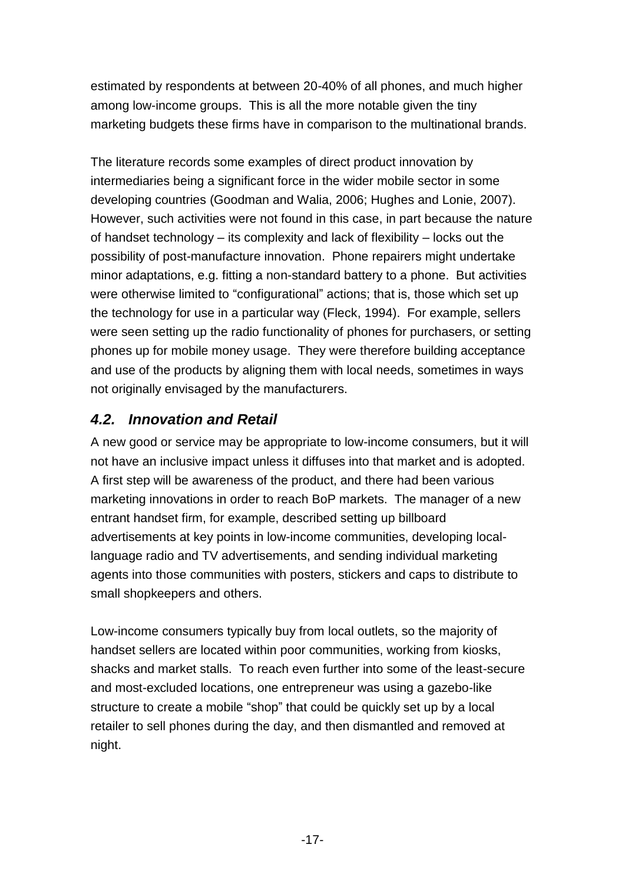estimated by respondents at between 20-40% of all phones, and much higher among low-income groups. This is all the more notable given the tiny marketing budgets these firms have in comparison to the multinational brands.

The literature records some examples of direct product innovation by intermediaries being a significant force in the wider mobile sector in some developing countries (Goodman and Walia, 2006; Hughes and Lonie, 2007). However, such activities were not found in this case, in part because the nature of handset technology – its complexity and lack of flexibility – locks out the possibility of post-manufacture innovation. Phone repairers might undertake minor adaptations, e.g. fitting a non-standard battery to a phone. But activities were otherwise limited to "configurational" actions; that is, those which set up the technology for use in a particular way (Fleck, 1994). For example, sellers were seen setting up the radio functionality of phones for purchasers, or setting phones up for mobile money usage. They were therefore building acceptance and use of the products by aligning them with local needs, sometimes in ways not originally envisaged by the manufacturers.

## *4.2. Innovation and Retail*

A new good or service may be appropriate to low-income consumers, but it will not have an inclusive impact unless it diffuses into that market and is adopted. A first step will be awareness of the product, and there had been various marketing innovations in order to reach BoP markets. The manager of a new entrant handset firm, for example, described setting up billboard advertisements at key points in low-income communities, developing local-language radio and TV advertisements, and sending individual marketing agents into those communities with posters, stickers and caps to distribute to small shopkeepers and others.

Low-income consumers typically buy from local outlets, so the majority of handset sellers are located within poor communities, working from kiosks, shacks and market stalls. To reach even further into some of the least-secure and most-excluded locations, one entrepreneur was using a gazebo-like structure to create a mobile "shop" that could be quickly set up by a local retailer to sell phones during the day, and then dismantled and removed at night.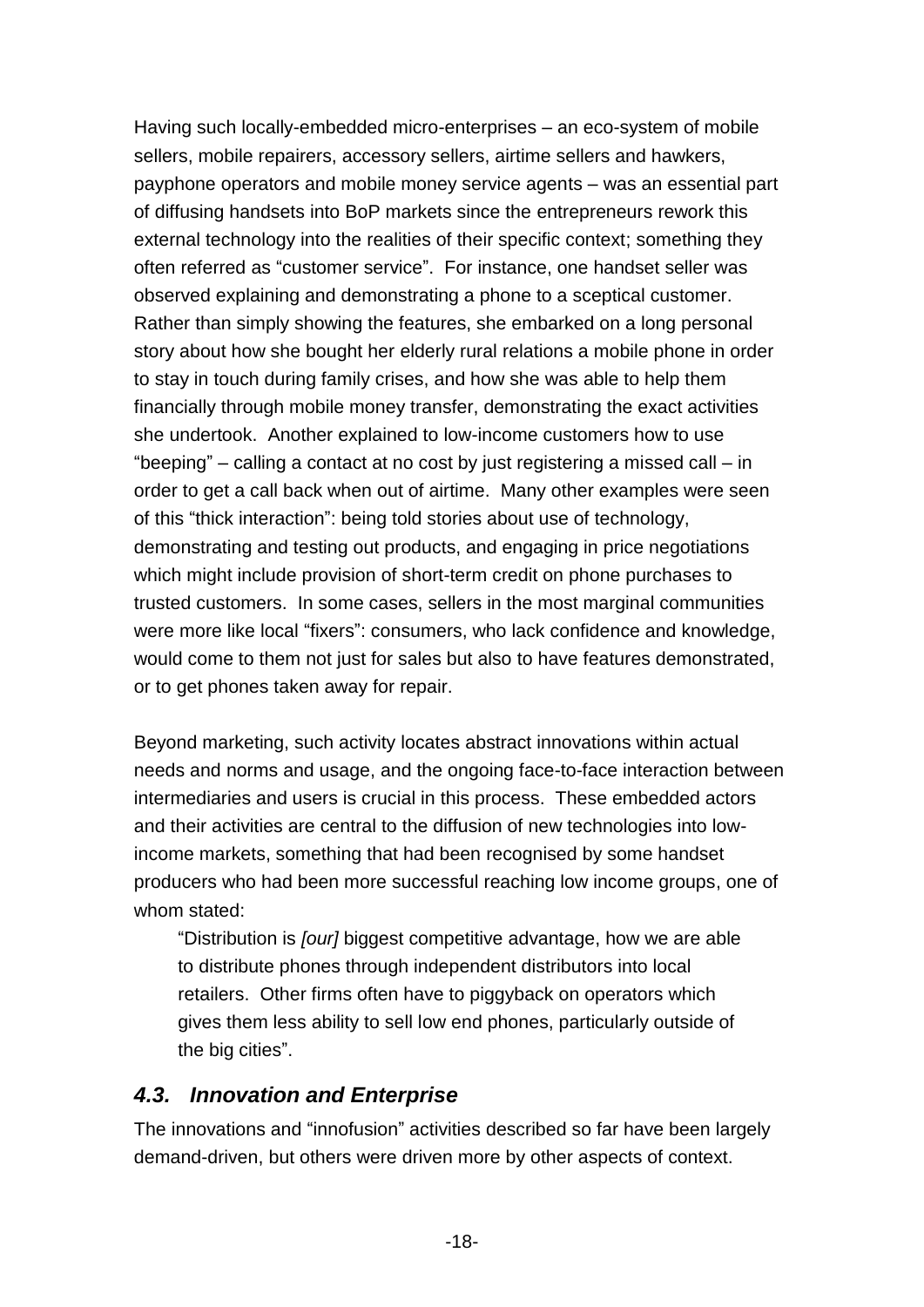Having such locally-embedded micro-enterprises – an eco-system of mobile sellers, mobile repairers, accessory sellers, airtime sellers and hawkers, payphone operators and mobile money service agents – was an essential part of diffusing handsets into BoP markets since the entrepreneurs rework this external technology into the realities of their specific context; something they often referred as "customer service". For instance, one handset seller was observed explaining and demonstrating a phone to a sceptical customer. Rather than simply showing the features, she embarked on a long personal story about how she bought her elderly rural relations a mobile phone in order to stay in touch during family crises, and how she was able to help them financially through mobile money transfer, demonstrating the exact activities she undertook. Another explained to low-income customers how to use "beeping" – calling a contact at no cost by just registering a missed call – in order to get a call back when out of airtime. Many other examples were seen of this "thick interaction": being told stories about use of technology, demonstrating and testing out products, and engaging in price negotiations which might include provision of short-term credit on phone purchases to trusted customers. In some cases, sellers in the most marginal communities were more like local "fixers": consumers, who lack confidence and knowledge, would come to them not just for sales but also to have features demonstrated, or to get phones taken away for repair.

Beyond marketing, such activity locates abstract innovations within actual needs and norms and usage, and the ongoing face-to-face interaction between intermediaries and users is crucial in this process. These embedded actors and their activities are central to the diffusion of new technologies into low-income markets, something that had been recognised by some handset producers who had been more successful reaching low income groups, one of whom stated:

> "Distribution is *[our]* biggest competitive advantage, how we are able to distribute phones through independent distributors into local retailers. Other firms often have to piggyback on operators which gives them less ability to sell low end phones, particularly outside of the big cities".

### *4.3. Innovation and Enterprise*

The innovations and "innofusion" activities described so far have been largely demand-driven, but others were driven more by other aspects of context.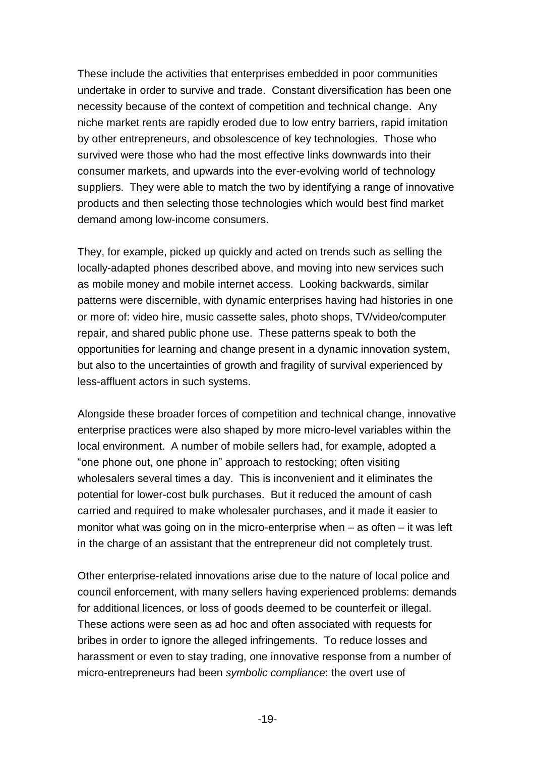These include the activities that enterprises embedded in poor communities undertake in order to survive and trade. Constant diversification has been one necessity because of the context of competition and technical change. Any niche market rents are rapidly eroded due to low entry barriers, rapid imitation by other entrepreneurs, and obsolescence of key technologies. Those who survived were those who had the most effective links downwards into their consumer markets, and upwards into the ever-evolving world of technology suppliers. They were able to match the two by identifying a range of innovative products and then selecting those technologies which would best find market demand among low-income consumers.

They, for example, picked up quickly and acted on trends such as selling the locally-adapted phones described above, and moving into new services such as mobile money and mobile internet access. Looking backwards, similar patterns were discernible, with dynamic enterprises having had histories in one or more of: video hire, music cassette sales, photo shops, TV/video/computer repair, and shared public phone use. These patterns speak to both the opportunities for learning and change present in a dynamic innovation system, but also to the uncertainties of growth and fragility of survival experienced by less-affluent actors in such systems.

Alongside these broader forces of competition and technical change, innovative enterprise practices were also shaped by more micro-level variables within the local environment. A number of mobile sellers had, for example, adopted a "one phone out, one phone in" approach to restocking; often visiting wholesalers several times a day. This is inconvenient and it eliminates the potential for lower-cost bulk purchases. But it reduced the amount of cash carried and required to make wholesaler purchases, and it made it easier to monitor what was going on in the micro-enterprise when – as often – it was left in the charge of an assistant that the entrepreneur did not completely trust.

Other enterprise-related innovations arise due to the nature of local police and council enforcement, with many sellers having experienced problems: demands for additional licences, or loss of goods deemed to be counterfeit or illegal. These actions were seen as ad hoc and often associated with requests for bribes in order to ignore the alleged infringements. To reduce losses and harassment or even to stay trading, one innovative response from a number of micro-entrepreneurs had been *symbolic compliance*: the overt use of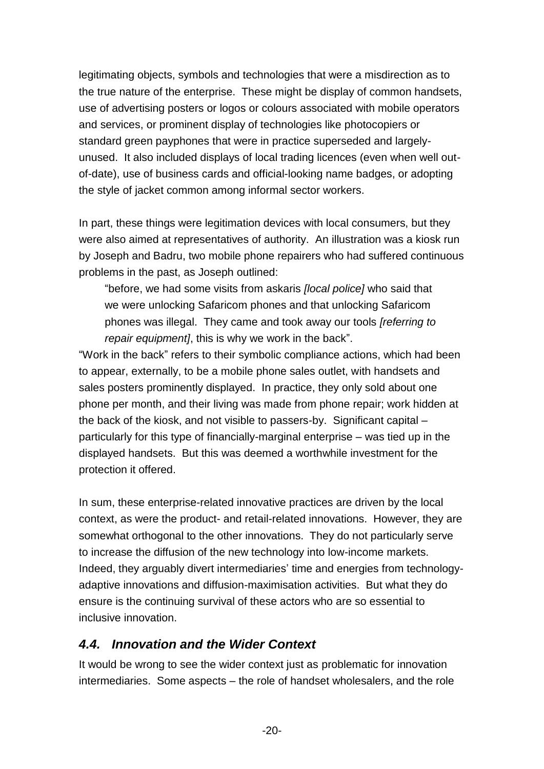legitimating objects, symbols and technologies that were a misdirection as to the true nature of the enterprise. These might be display of common handsets, use of advertising posters or logos or colours associated with mobile operators and services, or prominent display of technologies like photocopiers or standard green payphones that were in practice superseded and largely-unused. It also included displays of local trading licences (even when well out-of-date), use of business cards and official-looking name badges, or adopting the style of jacket common among informal sector workers.

In part, these things were legitimation devices with local consumers, but they were also aimed at representatives of authority. An illustration was a kiosk run by Joseph and Badru, two mobile phone repairers who had suffered continuous problems in the past, as Joseph outlined:

> "before, we had some visits from askaris *[local police]* who said that we were unlocking Safaricom phones and that unlocking Safaricom phones was illegal. They came and took away our tools *[referring to repair equipment]*, this is why we work in the back".

"Work in the back" refers to their symbolic compliance actions, which had been to appear, externally, to be a mobile phone sales outlet, with handsets and sales posters prominently displayed. In practice, they only sold about one phone per month, and their living was made from phone repair; work hidden at the back of the kiosk, and not visible to passers-by. Significant capital – particularly for this type of financially-marginal enterprise – was tied up in the displayed handsets. But this was deemed a worthwhile investment for the protection it offered.

In sum, these enterprise-related innovative practices are driven by the local context, as were the product- and retail-related innovations. However, they are somewhat orthogonal to the other innovations. They do not particularly serve to increase the diffusion of the new technology into low-income markets. Indeed, they arguably divert intermediaries' time and energies from technology-adaptive innovations and diffusion-maximisation activities. But what they do ensure is the continuing survival of these actors who are so essential to inclusive innovation.

## *4.4. Innovation and the Wider Context*

It would be wrong to see the wider context just as problematic for innovation intermediaries. Some aspects – the role of handset wholesalers, and the role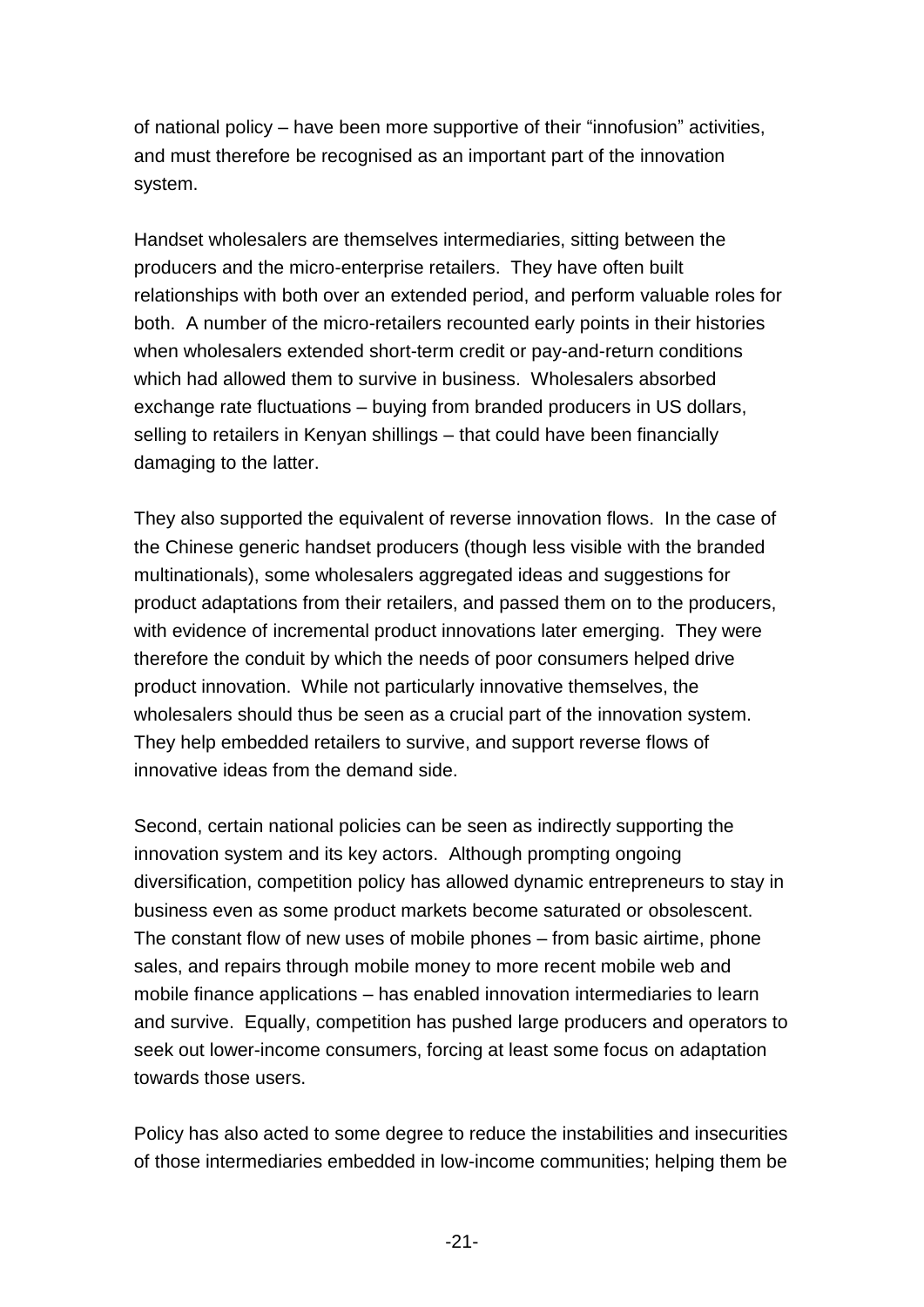of national policy – have been more supportive of their "innofusion" activities, and must therefore be recognised as an important part of the innovation system.

Handset wholesalers are themselves intermediaries, sitting between the producers and the micro-enterprise retailers. They have often built relationships with both over an extended period, and perform valuable roles for both. A number of the micro-retailers recounted early points in their histories when wholesalers extended short-term credit or pay-and-return conditions which had allowed them to survive in business. Wholesalers absorbed exchange rate fluctuations – buying from branded producers in US dollars, selling to retailers in Kenyan shillings – that could have been financially damaging to the latter.

They also supported the equivalent of reverse innovation flows. In the case of the Chinese generic handset producers (though less visible with the branded multinationals), some wholesalers aggregated ideas and suggestions for product adaptations from their retailers, and passed them on to the producers, with evidence of incremental product innovations later emerging. They were therefore the conduit by which the needs of poor consumers helped drive product innovation. While not particularly innovative themselves, the wholesalers should thus be seen as a crucial part of the innovation system. They help embedded retailers to survive, and support reverse flows of innovative ideas from the demand side.

Second, certain national policies can be seen as indirectly supporting the innovation system and its key actors. Although prompting ongoing diversification, competition policy has allowed dynamic entrepreneurs to stay in business even as some product markets become saturated or obsolescent. The constant flow of new uses of mobile phones – from basic airtime, phone sales, and repairs through mobile money to more recent mobile web and mobile finance applications – has enabled innovation intermediaries to learn and survive. Equally, competition has pushed large producers and operators to seek out lower-income consumers, forcing at least some focus on adaptation towards those users.

Policy has also acted to some degree to reduce the instabilities and insecurities of those intermediaries embedded in low-income communities; helping them be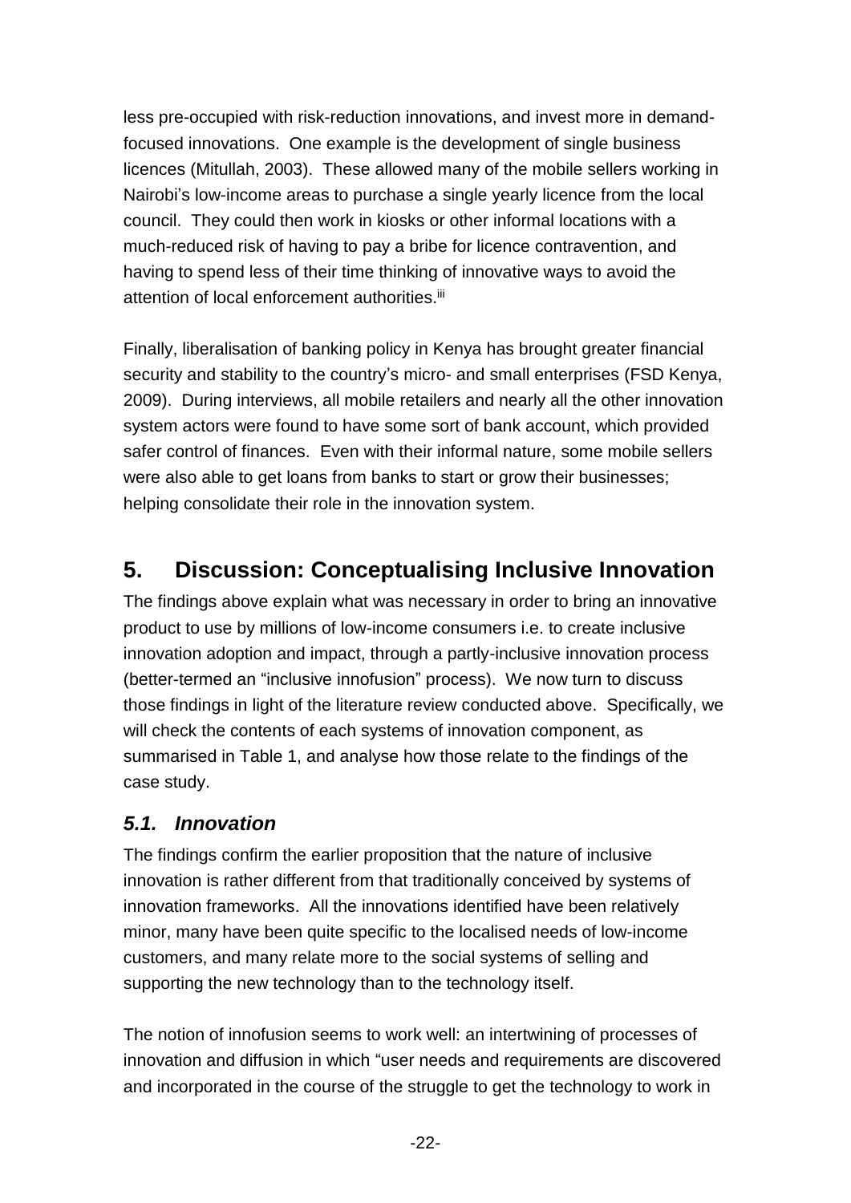less pre-occupied with risk-reduction innovations, and invest more in demand-focused innovations. One example is the development of single business licences (Mitullah, 2003). These allowed many of the mobile sellers working in Nairobi's low-income areas to purchase a single yearly licence from the local council. They could then work in kiosks or other informal locations with a much-reduced risk of having to pay a bribe for licence contravention, and having to spend less of their time thinking of innovative ways to avoid the attention of local enforcement authorities.[iii]

Finally, liberalisation of banking policy in Kenya has brought greater financial security and stability to the country's micro- and small enterprises (FSD Kenya, 2009). During interviews, all mobile retailers and nearly all the other innovation system actors were found to have some sort of bank account, which provided safer control of finances. Even with their informal nature, some mobile sellers were also able to get loans from banks to start or grow their businesses; helping consolidate their role in the innovation system.

# 5. Discussion: Conceptualising Inclusive Innovation

The findings above explain what was necessary in order to bring an innovative product to use by millions of low-income consumers i.e. to create inclusive innovation adoption and impact, through a partly-inclusive innovation process (better-termed an "inclusive innofusion" process). We now turn to discuss those findings in light of the literature review conducted above. Specifically, we will check the contents of each systems of innovation component, as summarised in Table 1, and analyse how those relate to the findings of the case study.

## *5.1. Innovation*

The findings confirm the earlier proposition that the nature of inclusive innovation is rather different from that traditionally conceived by systems of innovation frameworks. All the innovations identified have been relatively minor, many have been quite specific to the localised needs of low-income customers, and many relate more to the social systems of selling and supporting the new technology than to the technology itself.

The notion of innofusion seems to work well: an intertwining of processes of innovation and diffusion in which "user needs and requirements are discovered and incorporated in the course of the struggle to get the technology to work in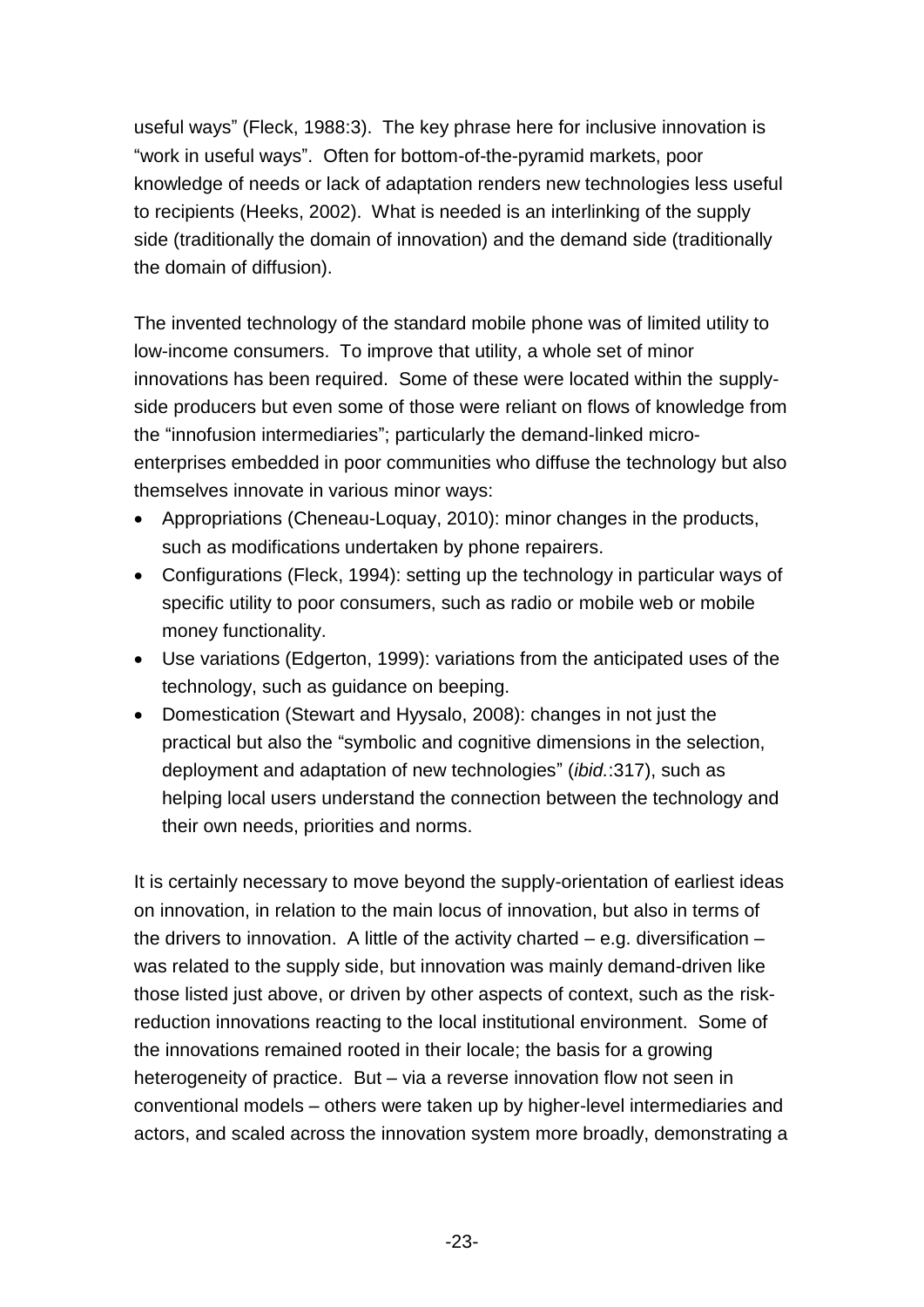useful ways" (Fleck, 1988:3). The key phrase here for inclusive innovation is "work in useful ways". Often for bottom-of-the-pyramid markets, poor knowledge of needs or lack of adaptation renders new technologies less useful to recipients (Heeks, 2002). What is needed is an interlinking of the supply side (traditionally the domain of innovation) and the demand side (traditionally the domain of diffusion).

The invented technology of the standard mobile phone was of limited utility to low-income consumers. To improve that utility, a whole set of minor innovations has been required. Some of these were located within the supply-side producers but even some of those were reliant on flows of knowledge from the "innofusion intermediaries"; particularly the demand-linked micro-enterprises embedded in poor communities who diffuse the technology but also themselves innovate in various minor ways:

- Appropriations (Cheneau-Loquay, 2010): minor changes in the products, such as modifications undertaken by phone repairers.
- Configurations (Fleck, 1994): setting up the technology in particular ways of specific utility to poor consumers, such as radio or mobile web or mobile money functionality.
- Use variations (Edgerton, 1999): variations from the anticipated uses of the technology, such as guidance on beeping.
- Domestication (Stewart and Hyysalo, 2008): changes in not just the practical but also the "symbolic and cognitive dimensions in the selection, deployment and adaptation of new technologies" (*ibid.*:317), such as helping local users understand the connection between the technology and their own needs, priorities and norms.

It is certainly necessary to move beyond the supply-orientation of earliest ideas on innovation, in relation to the main locus of innovation, but also in terms of the drivers to innovation. A little of the activity charted – e.g. diversification – was related to the supply side, but innovation was mainly demand-driven like those listed just above, or driven by other aspects of context, such as the risk-reduction innovations reacting to the local institutional environment. Some of the innovations remained rooted in their locale; the basis for a growing heterogeneity of practice. But – via a reverse innovation flow not seen in conventional models – others were taken up by higher-level intermediaries and actors, and scaled across the innovation system more broadly, demonstrating a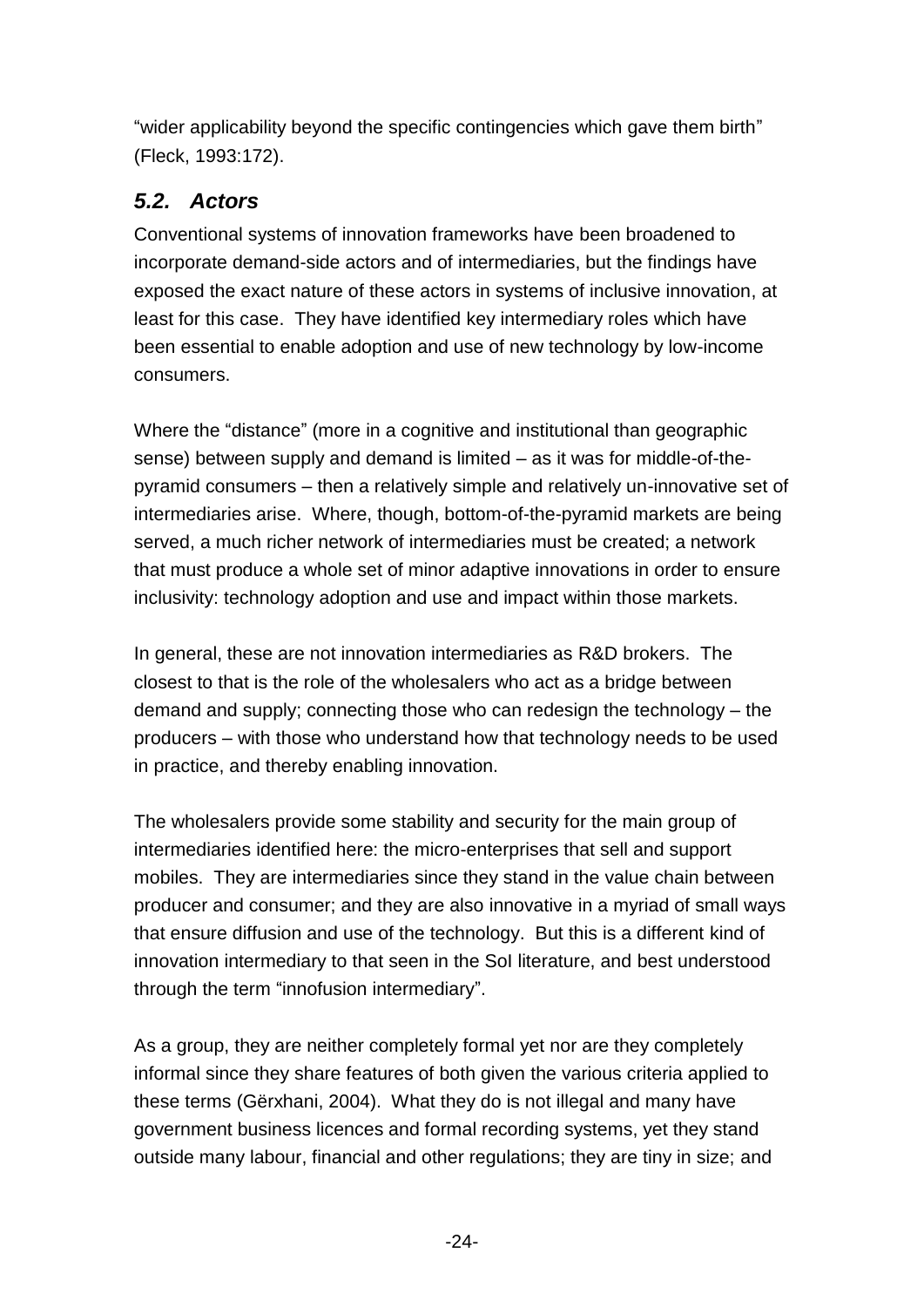"wider applicability beyond the specific contingencies which gave them birth" (Fleck, 1993:172).

## *5.2. Actors*

Conventional systems of innovation frameworks have been broadened to incorporate demand-side actors and of intermediaries, but the findings have exposed the exact nature of these actors in systems of inclusive innovation, at least for this case. They have identified key intermediary roles which have been essential to enable adoption and use of new technology by low-income consumers.

Where the "distance" (more in a cognitive and institutional than geographic sense) between supply and demand is limited – as it was for middle-of-the-pyramid consumers – then a relatively simple and relatively un-innovative set of intermediaries arise. Where, though, bottom-of-the-pyramid markets are being served, a much richer network of intermediaries must be created; a network that must produce a whole set of minor adaptive innovations in order to ensure inclusivity: technology adoption and use and impact within those markets.

In general, these are not innovation intermediaries as R&D brokers. The closest to that is the role of the wholesalers who act as a bridge between demand and supply; connecting those who can redesign the technology – the producers – with those who understand how that technology needs to be used in practice, and thereby enabling innovation.

The wholesalers provide some stability and security for the main group of intermediaries identified here: the micro-enterprises that sell and support mobiles. They are intermediaries since they stand in the value chain between producer and consumer; and they are also innovative in a myriad of small ways that ensure diffusion and use of the technology. But this is a different kind of innovation intermediary to that seen in the SoI literature, and best understood through the term "innofusion intermediary".

As a group, they are neither completely formal yet nor are they completely informal since they share features of both given the various criteria applied to these terms (Gërxhani, 2004). What they do is not illegal and many have government business licences and formal recording systems, yet they stand outside many labour, financial and other regulations; they are tiny in size; and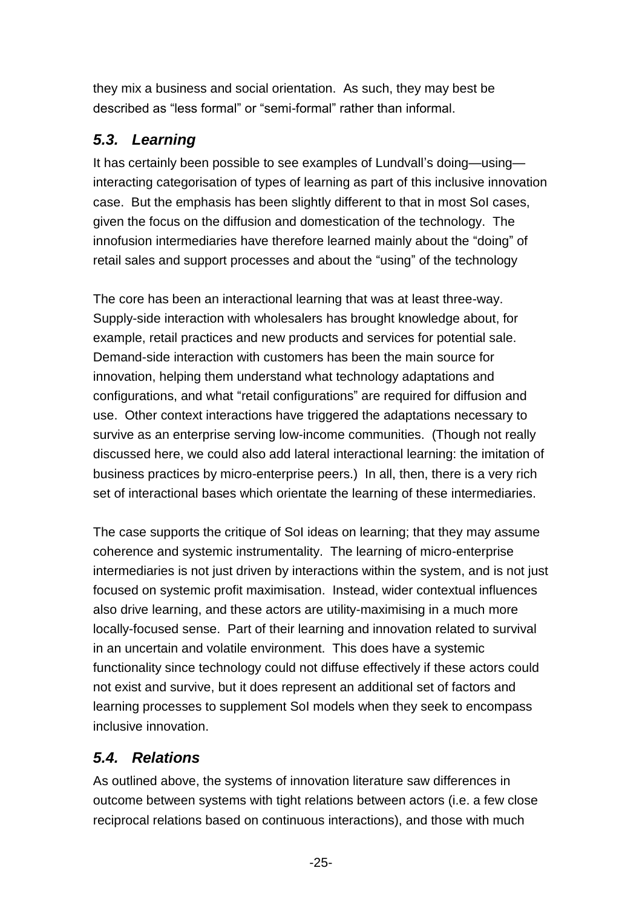they mix a business and social orientation. As such, they may best be described as "less formal" or "semi-formal" rather than informal.

### *5.3. Learning*

It has certainly been possible to see examples of Lundvall's doing—using—interacting categorisation of types of learning as part of this inclusive innovation case. But the emphasis has been slightly different to that in most SoI cases, given the focus on the diffusion and domestication of the technology. The innofusion intermediaries have therefore learned mainly about the "doing" of retail sales and support processes and about the "using" of the technology

The core has been an interactional learning that was at least three-way. Supply-side interaction with wholesalers has brought knowledge about, for example, retail practices and new products and services for potential sale. Demand-side interaction with customers has been the main source for innovation, helping them understand what technology adaptations and configurations, and what "retail configurations" are required for diffusion and use. Other context interactions have triggered the adaptations necessary to survive as an enterprise serving low-income communities. (Though not really discussed here, we could also add lateral interactional learning: the imitation of business practices by micro-enterprise peers.) In all, then, there is a very rich set of interactional bases which orientate the learning of these intermediaries.

The case supports the critique of SoI ideas on learning; that they may assume coherence and systemic instrumentality. The learning of micro-enterprise intermediaries is not just driven by interactions within the system, and is not just focused on systemic profit maximisation. Instead, wider contextual influences also drive learning, and these actors are utility-maximising in a much more locally-focused sense. Part of their learning and innovation related to survival in an uncertain and volatile environment. This does have a systemic functionality since technology could not diffuse effectively if these actors could not exist and survive, but it does represent an additional set of factors and learning processes to supplement SoI models when they seek to encompass inclusive innovation.

### *5.4. Relations*

As outlined above, the systems of innovation literature saw differences in outcome between systems with tight relations between actors (i.e. a few close reciprocal relations based on continuous interactions), and those with much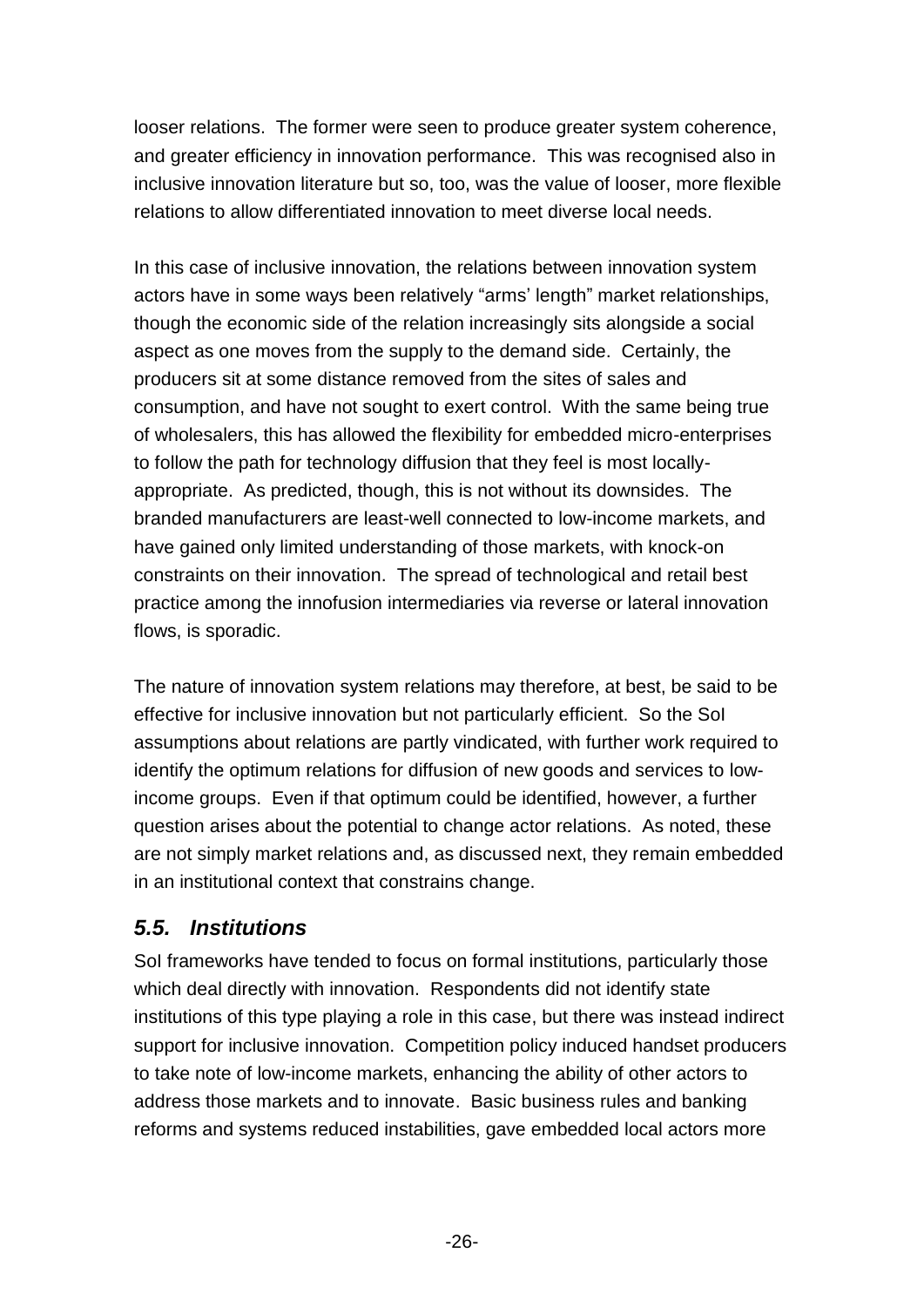looser relations. The former were seen to produce greater system coherence, and greater efficiency in innovation performance. This was recognised also in inclusive innovation literature but so, too, was the value of looser, more flexible relations to allow differentiated innovation to meet diverse local needs.

In this case of inclusive innovation, the relations between innovation system actors have in some ways been relatively "arms' length" market relationships, though the economic side of the relation increasingly sits alongside a social aspect as one moves from the supply to the demand side. Certainly, the producers sit at some distance removed from the sites of sales and consumption, and have not sought to exert control. With the same being true of wholesalers, this has allowed the flexibility for embedded micro-enterprises to follow the path for technology diffusion that they feel is most locally-appropriate. As predicted, though, this is not without its downsides. The branded manufacturers are least-well connected to low-income markets, and have gained only limited understanding of those markets, with knock-on constraints on their innovation. The spread of technological and retail best practice among the innofusion intermediaries via reverse or lateral innovation flows, is sporadic.

The nature of innovation system relations may therefore, at best, be said to be effective for inclusive innovation but not particularly efficient. So the SoI assumptions about relations are partly vindicated, with further work required to identify the optimum relations for diffusion of new goods and services to low-income groups. Even if that optimum could be identified, however, a further question arises about the potential to change actor relations. As noted, these are not simply market relations and, as discussed next, they remain embedded in an institutional context that constrains change.

## *5.5. Institutions*

SoI frameworks have tended to focus on formal institutions, particularly those which deal directly with innovation. Respondents did not identify state institutions of this type playing a role in this case, but there was instead indirect support for inclusive innovation. Competition policy induced handset producers to take note of low-income markets, enhancing the ability of other actors to address those markets and to innovate. Basic business rules and banking reforms and systems reduced instabilities, gave embedded local actors more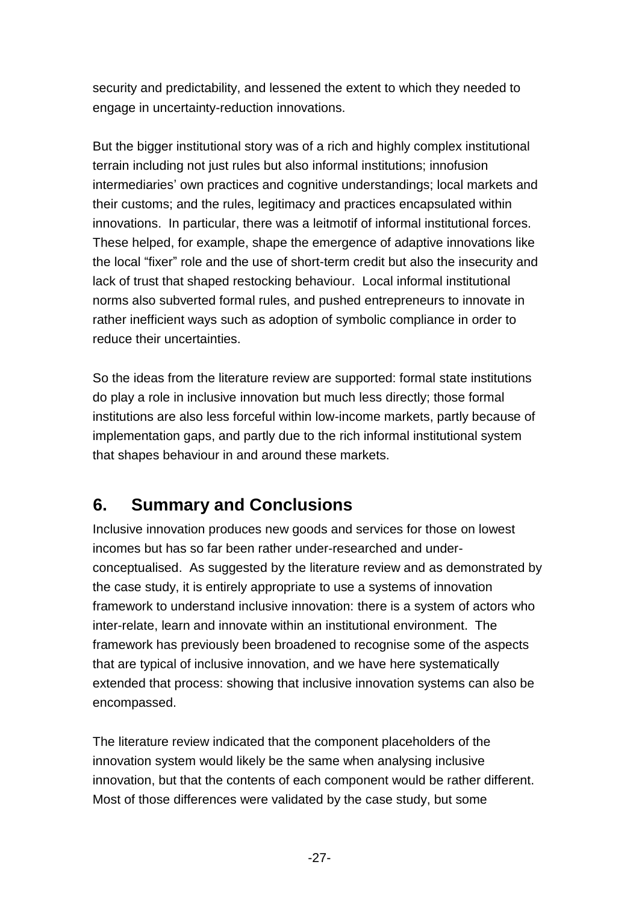security and predictability, and lessened the extent to which they needed to engage in uncertainty-reduction innovations.

But the bigger institutional story was of a rich and highly complex institutional terrain including not just rules but also informal institutions; innofusion intermediaries' own practices and cognitive understandings; local markets and their customs; and the rules, legitimacy and practices encapsulated within innovations. In particular, there was a leitmotif of informal institutional forces. These helped, for example, shape the emergence of adaptive innovations like the local "fixer" role and the use of short-term credit but also the insecurity and lack of trust that shaped restocking behaviour. Local informal institutional norms also subverted formal rules, and pushed entrepreneurs to innovate in rather inefficient ways such as adoption of symbolic compliance in order to reduce their uncertainties.

So the ideas from the literature review are supported: formal state institutions do play a role in inclusive innovation but much less directly; those formal institutions are also less forceful within low-income markets, partly because of implementation gaps, and partly due to the rich informal institutional system that shapes behaviour in and around these markets.

## 6. Summary and Conclusions

Inclusive innovation produces new goods and services for those on lowest incomes but has so far been rather under-researched and under-conceptualised. As suggested by the literature review and as demonstrated by the case study, it is entirely appropriate to use a systems of innovation framework to understand inclusive innovation: there is a system of actors who inter-relate, learn and innovate within an institutional environment. The framework has previously been broadened to recognise some of the aspects that are typical of inclusive innovation, and we have here systematically extended that process: showing that inclusive innovation systems can also be encompassed.

The literature review indicated that the component placeholders of the innovation system would likely be the same when analysing inclusive innovation, but that the contents of each component would be rather different. Most of those differences were validated by the case study, but some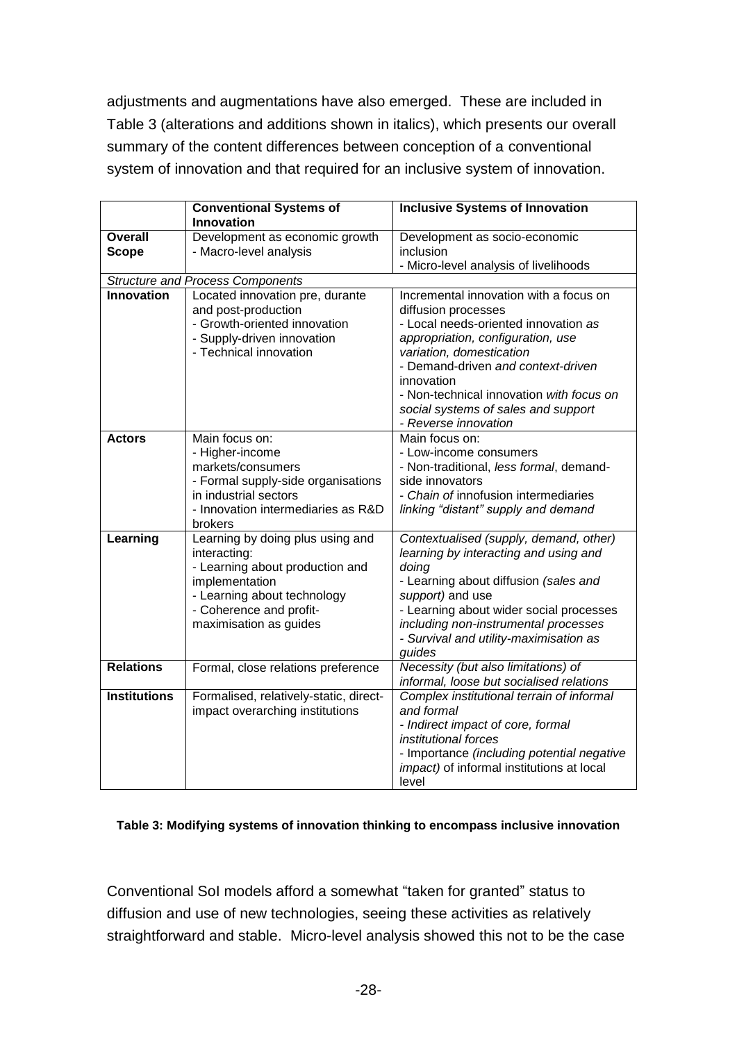adjustments and augmentations have also emerged. These are included in Table 3 (alterations and additions shown in italics), which presents our overall summary of the content differences between conception of a conventional system of innovation and that required for an inclusive system of innovation.

| | **Conventional Systems of Innovation** | **Inclusive Systems of Innovation** |
|---|---|---|
| **Overall Scope** | Development as economic growth<br>- Macro-level analysis | Development as socio-economic inclusion<br>- Micro-level analysis of livelihoods |
| *Structure and Process Components* | | |
| **Innovation** | Located innovation pre, durante and post-production<br>- Growth-oriented innovation<br>- Supply-driven innovation<br>- Technical innovation | Incremental innovation with a focus on diffusion processes<br>- Local needs-oriented innovation *as appropriation, configuration, use variation, domestication*<br>- Demand-driven *and context-driven* innovation<br>- Non-technical innovation *with focus on social systems of sales and support*<br>- *Reverse innovation* |
| **Actors** | Main focus on:<br>- Higher-income markets/consumers<br>- Formal supply-side organisations in industrial sectors<br>- Innovation intermediaries as R&D brokers | Main focus on:<br>- Low-income consumers<br>- Non-traditional, *less formal*, demand-side innovators<br>- *Chain of* innofusion intermediaries *linking "distant" supply and demand* |
| **Learning** | Learning by doing plus using and interacting:<br>- Learning about production and implementation<br>- Learning about technology<br>- Coherence and profit-maximisation as guides | *Contextualised (supply, demand, other) learning by interacting and using and doing*<br>- Learning about diffusion *(sales and support)* and use<br>- Learning about wider social processes *including non-instrumental processes*<br>- *Survival and utility-maximisation as guides* |
| **Relations** | Formal, close relations preference | *Necessity (but also limitations) of informal, loose but socialised relations* |
| **Institutions** | Formalised, relatively-static, direct-impact overarching institutions | *Complex institutional terrain of informal and formal*<br>- *Indirect impact of core, formal institutional forces*<br>- Importance *(including potential negative impact)* of informal institutions at local level |

**Table 3: Modifying systems of innovation thinking to encompass inclusive innovation**

Conventional SoI models afford a somewhat "taken for granted" status to diffusion and use of new technologies, seeing these activities as relatively straightforward and stable. Micro-level analysis showed this not to be the case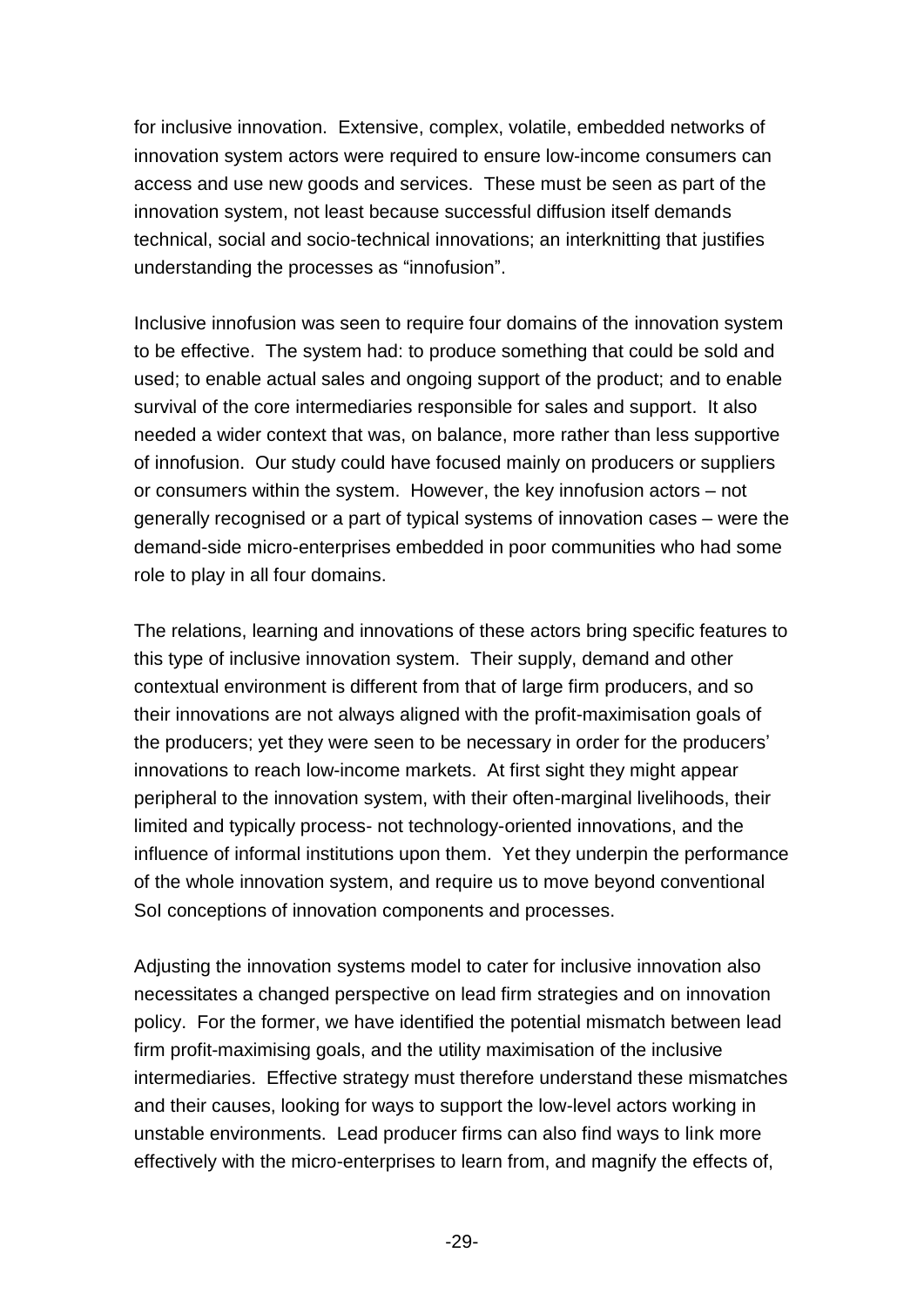for inclusive innovation. Extensive, complex, volatile, embedded networks of innovation system actors were required to ensure low-income consumers can access and use new goods and services. These must be seen as part of the innovation system, not least because successful diffusion itself demands technical, social and socio-technical innovations; an interknitting that justifies understanding the processes as "innofusion".

Inclusive innofusion was seen to require four domains of the innovation system to be effective. The system had: to produce something that could be sold and used; to enable actual sales and ongoing support of the product; and to enable survival of the core intermediaries responsible for sales and support. It also needed a wider context that was, on balance, more rather than less supportive of innofusion. Our study could have focused mainly on producers or suppliers or consumers within the system. However, the key innofusion actors – not generally recognised or a part of typical systems of innovation cases – were the demand-side micro-enterprises embedded in poor communities who had some role to play in all four domains.

The relations, learning and innovations of these actors bring specific features to this type of inclusive innovation system. Their supply, demand and other contextual environment is different from that of large firm producers, and so their innovations are not always aligned with the profit-maximisation goals of the producers; yet they were seen to be necessary in order for the producers' innovations to reach low-income markets. At first sight they might appear peripheral to the innovation system, with their often-marginal livelihoods, their limited and typically process- not technology-oriented innovations, and the influence of informal institutions upon them. Yet they underpin the performance of the whole innovation system, and require us to move beyond conventional SoI conceptions of innovation components and processes.

Adjusting the innovation systems model to cater for inclusive innovation also necessitates a changed perspective on lead firm strategies and on innovation policy. For the former, we have identified the potential mismatch between lead firm profit-maximising goals, and the utility maximisation of the inclusive intermediaries. Effective strategy must therefore understand these mismatches and their causes, looking for ways to support the low-level actors working in unstable environments. Lead producer firms can also find ways to link more effectively with the micro-enterprises to learn from, and magnify the effects of,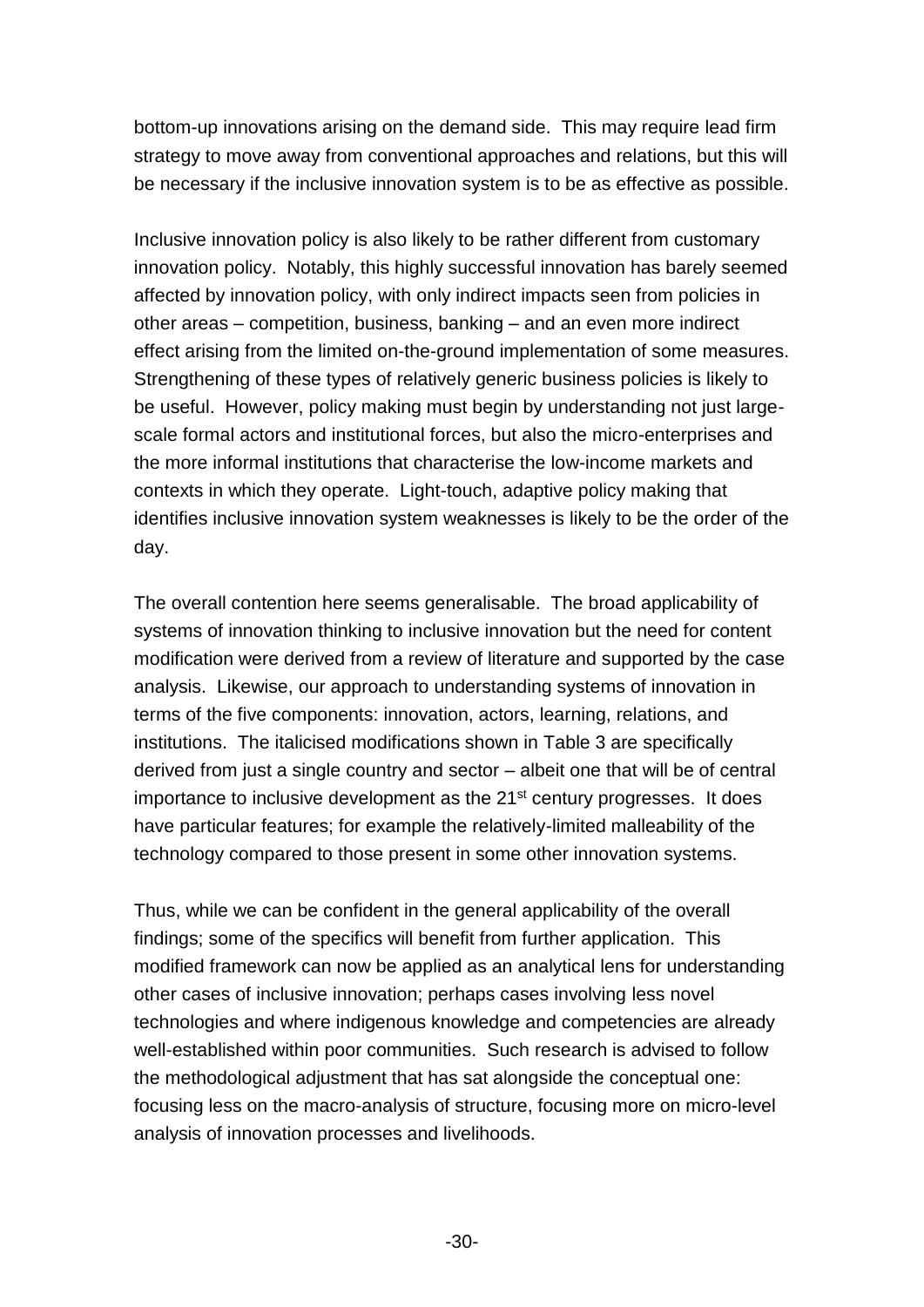bottom-up innovations arising on the demand side. This may require lead firm strategy to move away from conventional approaches and relations, but this will be necessary if the inclusive innovation system is to be as effective as possible.

Inclusive innovation policy is also likely to be rather different from customary innovation policy. Notably, this highly successful innovation has barely seemed affected by innovation policy, with only indirect impacts seen from policies in other areas – competition, business, banking – and an even more indirect effect arising from the limited on-the-ground implementation of some measures. Strengthening of these types of relatively generic business policies is likely to be useful. However, policy making must begin by understanding not just large-scale formal actors and institutional forces, but also the micro-enterprises and the more informal institutions that characterise the low-income markets and contexts in which they operate. Light-touch, adaptive policy making that identifies inclusive innovation system weaknesses is likely to be the order of the day.

The overall contention here seems generalisable. The broad applicability of systems of innovation thinking to inclusive innovation but the need for content modification were derived from a review of literature and supported by the case analysis. Likewise, our approach to understanding systems of innovation in terms of the five components: innovation, actors, learning, relations, and institutions. The italicised modifications shown in Table 3 are specifically derived from just a single country and sector – albeit one that will be of central importance to inclusive development as the 21st century progresses. It does have particular features; for example the relatively-limited malleability of the technology compared to those present in some other innovation systems.

Thus, while we can be confident in the general applicability of the overall findings; some of the specifics will benefit from further application. This modified framework can now be applied as an analytical lens for understanding other cases of inclusive innovation; perhaps cases involving less novel technologies and where indigenous knowledge and competencies are already well-established within poor communities. Such research is advised to follow the methodological adjustment that has sat alongside the conceptual one: focusing less on the macro-analysis of structure, focusing more on micro-level analysis of innovation processes and livelihoods.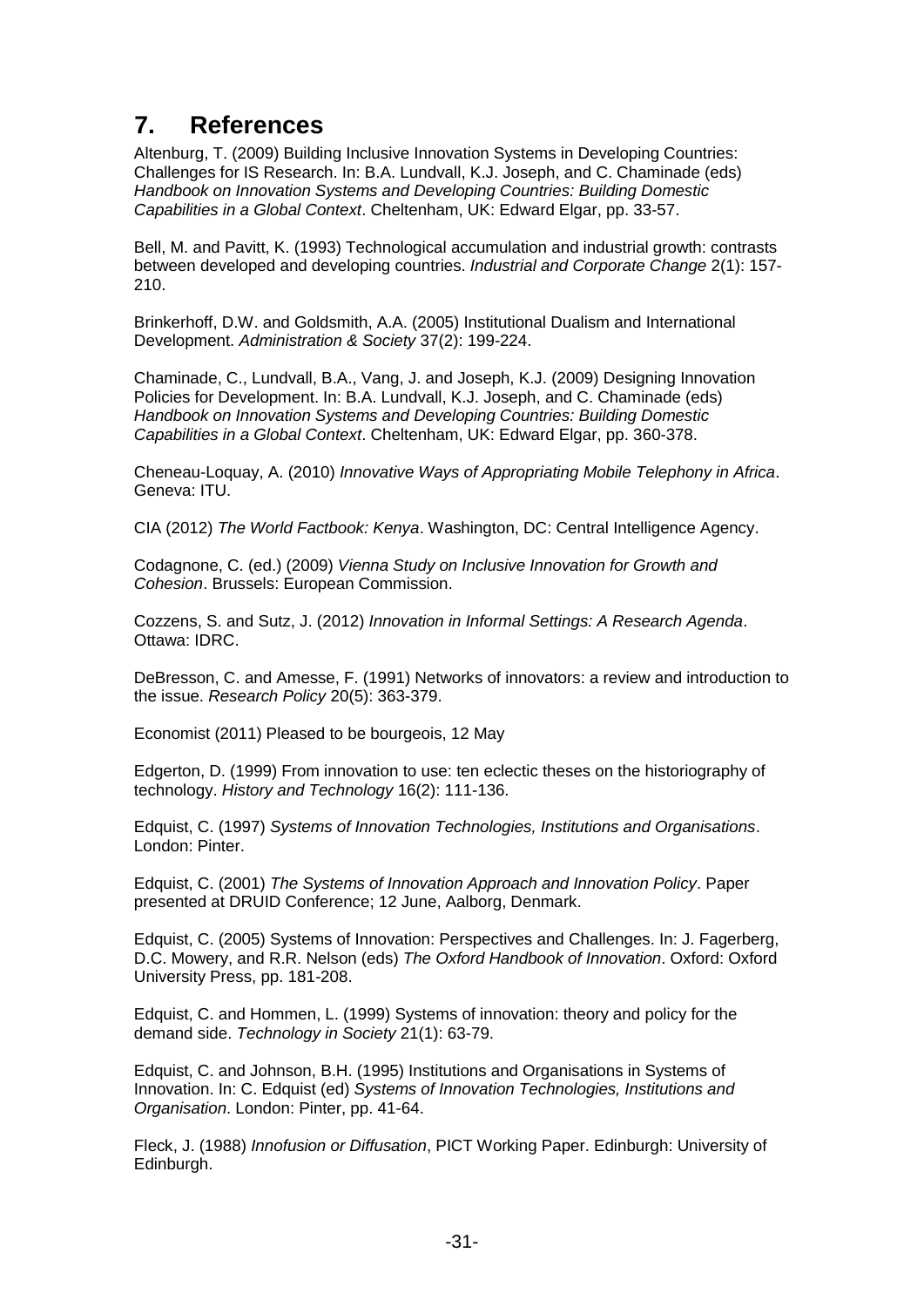## 7. References

Altenburg, T. (2009) Building Inclusive Innovation Systems in Developing Countries: Challenges for IS Research. In: B.A. Lundvall, K.J. Joseph, and C. Chaminade (eds) *Handbook on Innovation Systems and Developing Countries: Building Domestic Capabilities in a Global Context*. Cheltenham, UK: Edward Elgar, pp. 33-57.

Bell, M. and Pavitt, K. (1993) Technological accumulation and industrial growth: contrasts between developed and developing countries. *Industrial and Corporate Change* 2(1): 157-210.

Brinkerhoff, D.W. and Goldsmith, A.A. (2005) Institutional Dualism and International Development. *Administration & Society* 37(2): 199-224.

Chaminade, C., Lundvall, B.A., Vang, J. and Joseph, K.J. (2009) Designing Innovation Policies for Development. In: B.A. Lundvall, K.J. Joseph, and C. Chaminade (eds) *Handbook on Innovation Systems and Developing Countries: Building Domestic Capabilities in a Global Context*. Cheltenham, UK: Edward Elgar, pp. 360-378.

Cheneau-Loquay, A. (2010) *Innovative Ways of Appropriating Mobile Telephony in Africa*. Geneva: ITU.

CIA (2012) *The World Factbook: Kenya*. Washington, DC: Central Intelligence Agency.

Codagnone, C. (ed.) (2009) *Vienna Study on Inclusive Innovation for Growth and Cohesion*. Brussels: European Commission.

Cozzens, S. and Sutz, J. (2012) *Innovation in Informal Settings: A Research Agenda*. Ottawa: IDRC.

DeBresson, C. and Amesse, F. (1991) Networks of innovators: a review and introduction to the issue. *Research Policy* 20(5): 363-379.

Economist (2011) Pleased to be bourgeois, 12 May

Edgerton, D. (1999) From innovation to use: ten eclectic theses on the historiography of technology. *History and Technology* 16(2): 111-136.

Edquist, C. (1997) *Systems of Innovation Technologies, Institutions and Organisations*. London: Pinter.

Edquist, C. (2001) *The Systems of Innovation Approach and Innovation Policy*. Paper presented at DRUID Conference; 12 June, Aalborg, Denmark.

Edquist, C. (2005) Systems of Innovation: Perspectives and Challenges. In: J. Fagerberg, D.C. Mowery, and R.R. Nelson (eds) *The Oxford Handbook of Innovation*. Oxford: Oxford University Press, pp. 181-208.

Edquist, C. and Hommen, L. (1999) Systems of innovation: theory and policy for the demand side. *Technology in Society* 21(1): 63-79.

Edquist, C. and Johnson, B.H. (1995) Institutions and Organisations in Systems of Innovation. In: C. Edquist (ed) *Systems of Innovation Technologies, Institutions and Organisation*. London: Pinter, pp. 41-64.

Fleck, J. (1988) *Innofusion or Diffusation*, PICT Working Paper. Edinburgh: University of Edinburgh.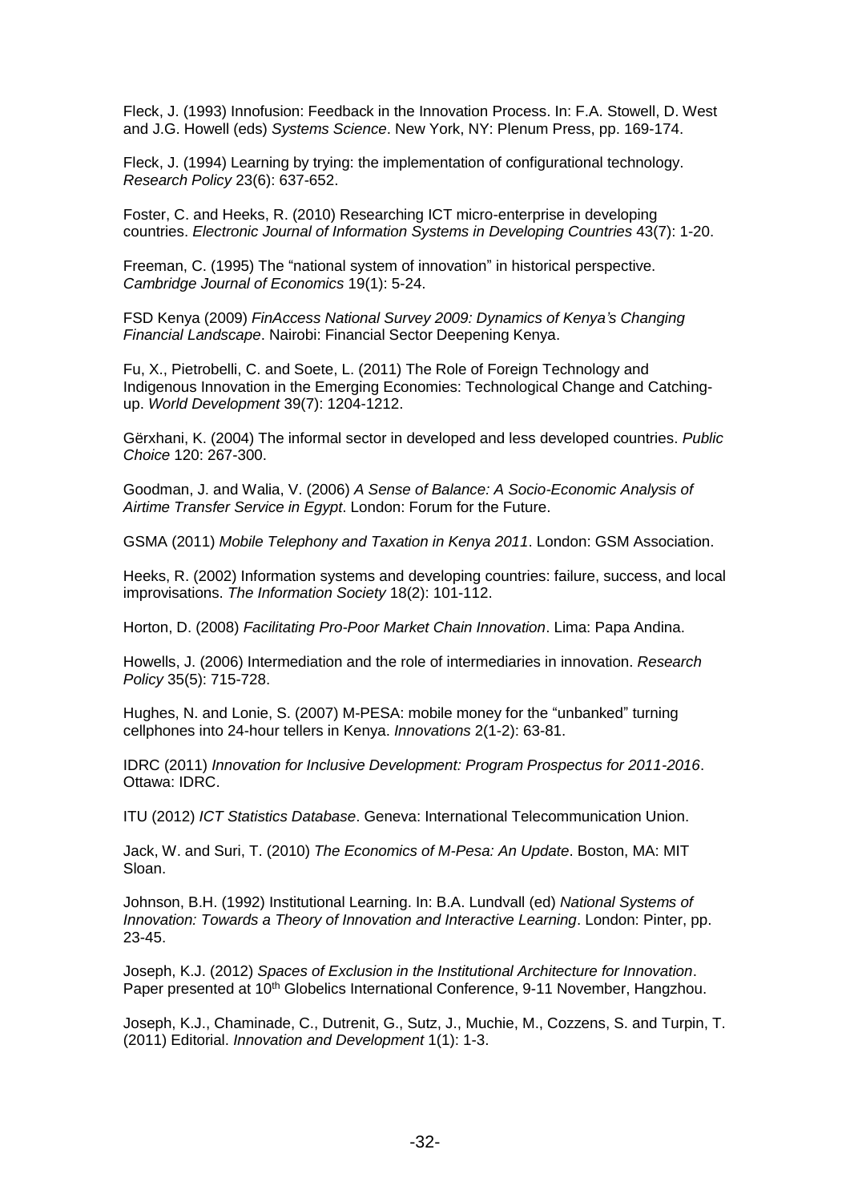Fleck, J. (1993) Innofusion: Feedback in the Innovation Process. In: F.A. Stowell, D. West and J.G. Howell (eds) *Systems Science*. New York, NY: Plenum Press, pp. 169-174.

Fleck, J. (1994) Learning by trying: the implementation of configurational technology. *Research Policy* 23(6): 637-652.

Foster, C. and Heeks, R. (2010) Researching ICT micro-enterprise in developing countries. *Electronic Journal of Information Systems in Developing Countries* 43(7): 1-20.

Freeman, C. (1995) The "national system of innovation" in historical perspective. *Cambridge Journal of Economics* 19(1): 5-24.

FSD Kenya (2009) *FinAccess National Survey 2009: Dynamics of Kenya's Changing Financial Landscape*. Nairobi: Financial Sector Deepening Kenya.

Fu, X., Pietrobelli, C. and Soete, L. (2011) The Role of Foreign Technology and Indigenous Innovation in the Emerging Economies: Technological Change and Catching-up. *World Development* 39(7): 1204-1212.

Gërxhani, K. (2004) The informal sector in developed and less developed countries. *Public Choice* 120: 267-300.

Goodman, J. and Walia, V. (2006) *A Sense of Balance: A Socio-Economic Analysis of Airtime Transfer Service in Egypt*. London: Forum for the Future.

GSMA (2011) *Mobile Telephony and Taxation in Kenya 2011*. London: GSM Association.

Heeks, R. (2002) Information systems and developing countries: failure, success, and local improvisations. *The Information Society* 18(2): 101-112.

Horton, D. (2008) *Facilitating Pro-Poor Market Chain Innovation*. Lima: Papa Andina.

Howells, J. (2006) Intermediation and the role of intermediaries in innovation. *Research Policy* 35(5): 715-728.

Hughes, N. and Lonie, S. (2007) M-PESA: mobile money for the "unbanked" turning cellphones into 24-hour tellers in Kenya. *Innovations* 2(1-2): 63-81.

IDRC (2011) *Innovation for Inclusive Development: Program Prospectus for 2011-2016*. Ottawa: IDRC.

ITU (2012) *ICT Statistics Database*. Geneva: International Telecommunication Union.

Jack, W. and Suri, T. (2010) *The Economics of M-Pesa: An Update*. Boston, MA: MIT Sloan.

Johnson, B.H. (1992) Institutional Learning. In: B.A. Lundvall (ed) *National Systems of Innovation: Towards a Theory of Innovation and Interactive Learning*. London: Pinter, pp. 23-45.

Joseph, K.J. (2012) *Spaces of Exclusion in the Institutional Architecture for Innovation*. Paper presented at 10th Globelics International Conference, 9-11 November, Hangzhou.

Joseph, K.J., Chaminade, C., Dutrenit, G., Sutz, J., Muchie, M., Cozzens, S. and Turpin, T. (2011) Editorial. *Innovation and Development* 1(1): 1-3.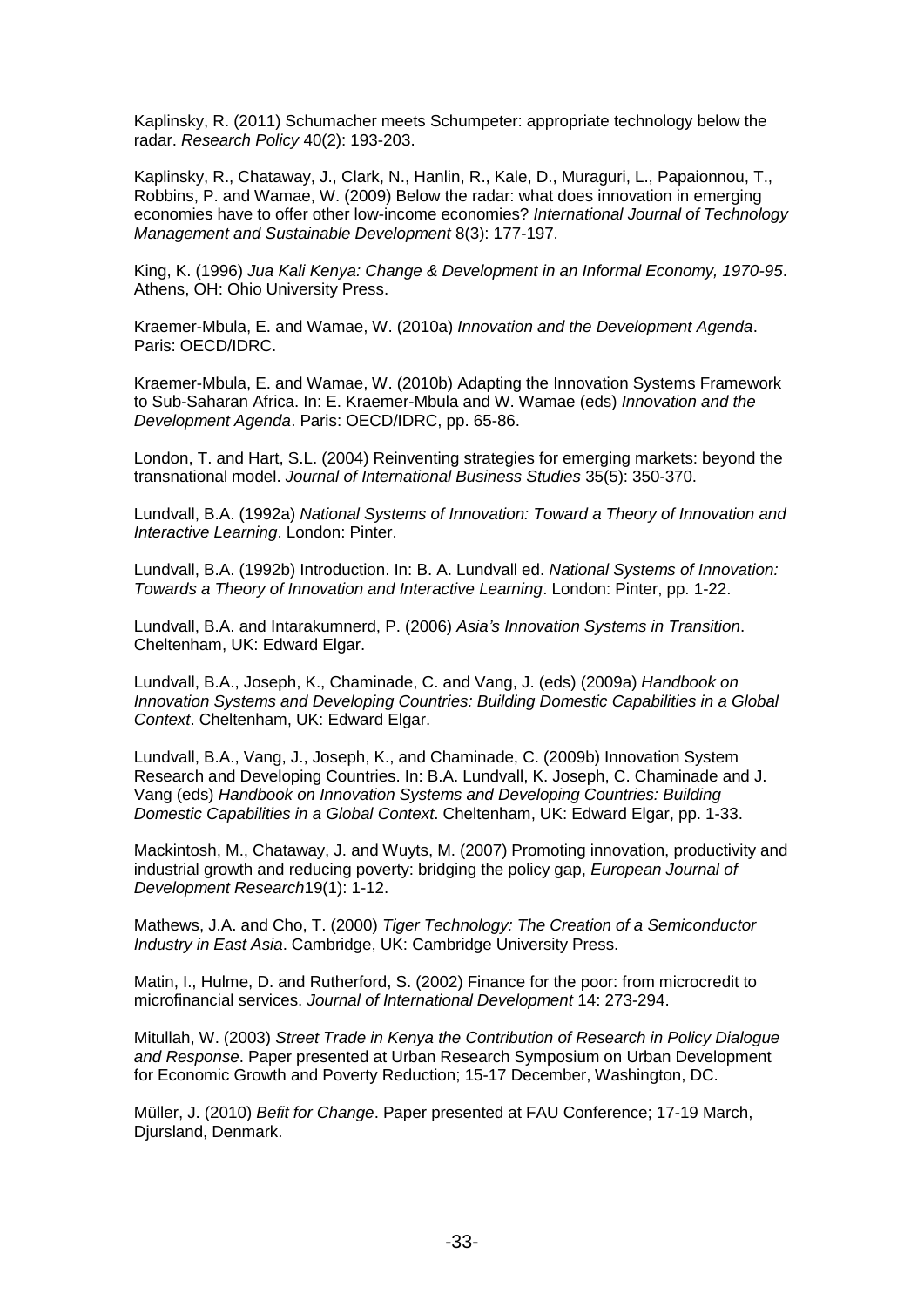Kaplinsky, R. (2011) Schumacher meets Schumpeter: appropriate technology below the radar. *Research Policy* 40(2): 193-203.

Kaplinsky, R., Chataway, J., Clark, N., Hanlin, R., Kale, D., Muraguri, L., Papaionnou, T., Robbins, P. and Wamae, W. (2009) Below the radar: what does innovation in emerging economies have to offer other low-income economies? *International Journal of Technology Management and Sustainable Development* 8(3): 177-197.

King, K. (1996) *Jua Kali Kenya: Change & Development in an Informal Economy, 1970-95*. Athens, OH: Ohio University Press.

Kraemer-Mbula, E. and Wamae, W. (2010a) *Innovation and the Development Agenda*. Paris: OECD/IDRC.

Kraemer-Mbula, E. and Wamae, W. (2010b) Adapting the Innovation Systems Framework to Sub-Saharan Africa. In: E. Kraemer-Mbula and W. Wamae (eds) *Innovation and the Development Agenda*. Paris: OECD/IDRC, pp. 65-86.

London, T. and Hart, S.L. (2004) Reinventing strategies for emerging markets: beyond the transnational model. *Journal of International Business Studies* 35(5): 350-370.

Lundvall, B.A. (1992a) *National Systems of Innovation: Toward a Theory of Innovation and Interactive Learning*. London: Pinter.

Lundvall, B.A. (1992b) Introduction. In: B. A. Lundvall ed. *National Systems of Innovation: Towards a Theory of Innovation and Interactive Learning*. London: Pinter, pp. 1-22.

Lundvall, B.A. and Intarakumnerd, P. (2006) *Asia's Innovation Systems in Transition*. Cheltenham, UK: Edward Elgar.

Lundvall, B.A., Joseph, K., Chaminade, C. and Vang, J. (eds) (2009a) *Handbook on Innovation Systems and Developing Countries: Building Domestic Capabilities in a Global Context*. Cheltenham, UK: Edward Elgar.

Lundvall, B.A., Vang, J., Joseph, K., and Chaminade, C. (2009b) Innovation System Research and Developing Countries. In: B.A. Lundvall, K. Joseph, C. Chaminade and J. Vang (eds) *Handbook on Innovation Systems and Developing Countries: Building Domestic Capabilities in a Global Context*. Cheltenham, UK: Edward Elgar, pp. 1-33.

Mackintosh, M., Chataway, J. and Wuyts, M. (2007) Promoting innovation, productivity and industrial growth and reducing poverty: bridging the policy gap, *European Journal of Development Research*19(1): 1-12.

Mathews, J.A. and Cho, T. (2000) *Tiger Technology: The Creation of a Semiconductor Industry in East Asia*. Cambridge, UK: Cambridge University Press.

Matin, I., Hulme, D. and Rutherford, S. (2002) Finance for the poor: from microcredit to microfinancial services. *Journal of International Development* 14: 273-294.

Mitullah, W. (2003) *Street Trade in Kenya the Contribution of Research in Policy Dialogue and Response*. Paper presented at Urban Research Symposium on Urban Development for Economic Growth and Poverty Reduction; 15-17 December, Washington, DC.

Müller, J. (2010) *Befit for Change*. Paper presented at FAU Conference; 17-19 March, Djursland, Denmark.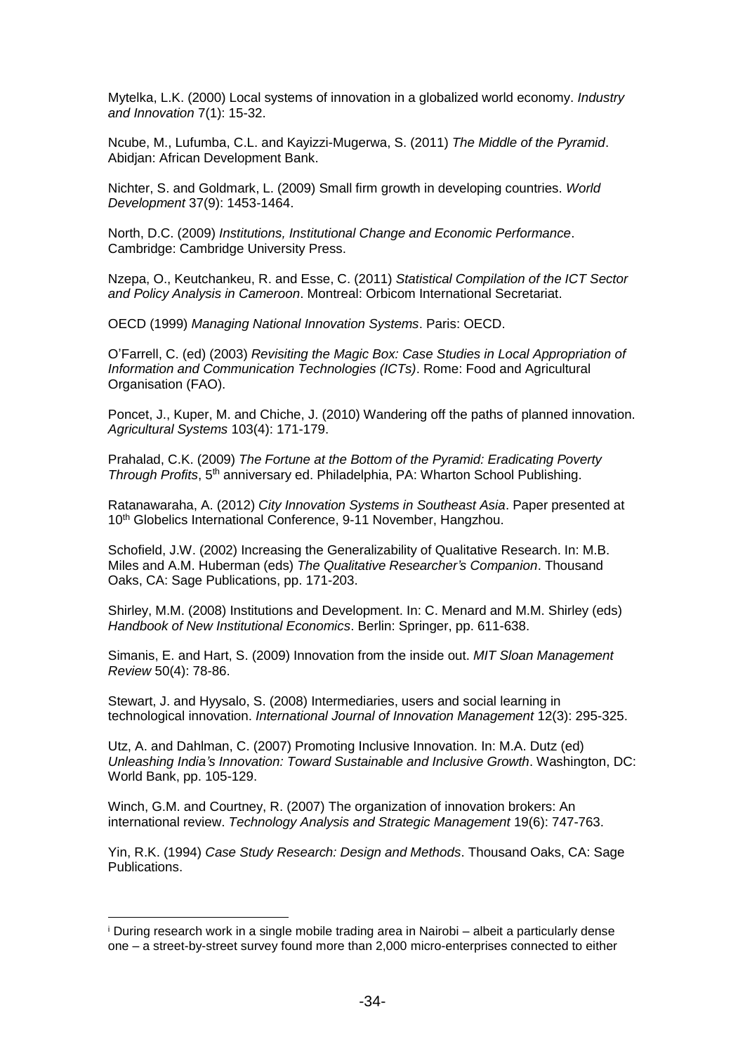Mytelka, L.K. (2000) Local systems of innovation in a globalized world economy. *Industry and Innovation* 7(1): 15-32.

Ncube, M., Lufumba, C.L. and Kayizzi-Mugerwa, S. (2011) *The Middle of the Pyramid*. Abidjan: African Development Bank.

Nichter, S. and Goldmark, L. (2009) Small firm growth in developing countries. *World Development* 37(9): 1453-1464.

North, D.C. (2009) *Institutions, Institutional Change and Economic Performance*. Cambridge: Cambridge University Press.

Nzepa, O., Keutchankeu, R. and Esse, C. (2011) *Statistical Compilation of the ICT Sector and Policy Analysis in Cameroon*. Montreal: Orbicom International Secretariat.

OECD (1999) *Managing National Innovation Systems*. Paris: OECD.

O'Farrell, C. (ed) (2003) *Revisiting the Magic Box: Case Studies in Local Appropriation of Information and Communication Technologies (ICTs)*. Rome: Food and Agricultural Organisation (FAO).

Poncet, J., Kuper, M. and Chiche, J. (2010) Wandering off the paths of planned innovation. *Agricultural Systems* 103(4): 171-179.

Prahalad, C.K. (2009) *The Fortune at the Bottom of the Pyramid: Eradicating Poverty Through Profits*, 5th anniversary ed. Philadelphia, PA: Wharton School Publishing.

Ratanawaraha, A. (2012) *City Innovation Systems in Southeast Asia*. Paper presented at 10th Globelics International Conference, 9-11 November, Hangzhou.

Schofield, J.W. (2002) Increasing the Generalizability of Qualitative Research. In: M.B. Miles and A.M. Huberman (eds) *The Qualitative Researcher's Companion*. Thousand Oaks, CA: Sage Publications, pp. 171-203.

Shirley, M.M. (2008) Institutions and Development. In: C. Menard and M.M. Shirley (eds) *Handbook of New Institutional Economics*. Berlin: Springer, pp. 611-638.

Simanis, E. and Hart, S. (2009) Innovation from the inside out. *MIT Sloan Management Review* 50(4): 78-86.

Stewart, J. and Hyysalo, S. (2008) Intermediaries, users and social learning in technological innovation. *International Journal of Innovation Management* 12(3): 295-325.

Utz, A. and Dahlman, C. (2007) Promoting Inclusive Innovation. In: M.A. Dutz (ed) *Unleashing India's Innovation: Toward Sustainable and Inclusive Growth*. Washington, DC: World Bank, pp. 105-129.

Winch, G.M. and Courtney, R. (2007) The organization of innovation brokers: An international review. *Technology Analysis and Strategic Management* 19(6): 747-763.

Yin, R.K. (1994) *Case Study Research: Design and Methods*. Thousand Oaks, CA: Sage Publications.

---

[i] During research work in a single mobile trading area in Nairobi – albeit a particularly dense one – a street-by-street survey found more than 2,000 micro-enterprises connected to either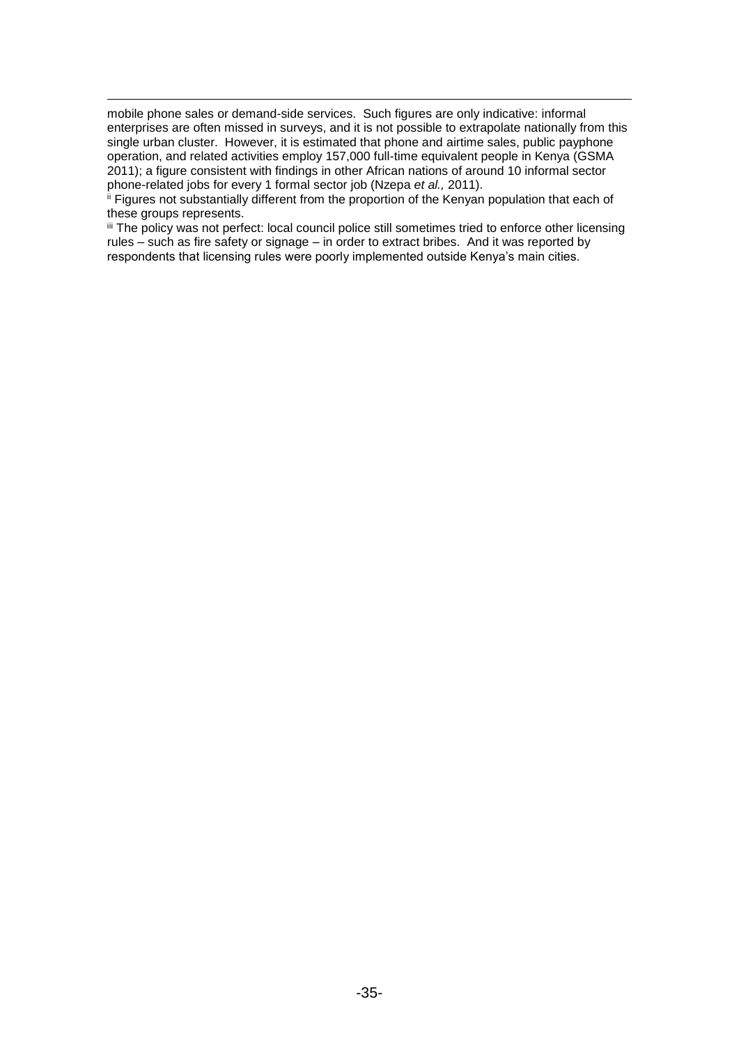mobile phone sales or demand-side services. Such figures are only indicative: informal enterprises are often missed in surveys, and it is not possible to extrapolate nationally from this single urban cluster. However, it is estimated that phone and airtime sales, public payphone operation, and related activities employ 157,000 full-time equivalent people in Kenya (GSMA 2011); a figure consistent with findings in other African nations of around 10 informal sector phone-related jobs for every 1 formal sector job (Nzepa *et al.,* 2011).

[ii] Figures not substantially different from the proportion of the Kenyan population that each of these groups represents.

[iii] The policy was not perfect: local council police still sometimes tried to enforce other licensing rules – such as fire safety or signage – in order to extract bribes. And it was reported by respondents that licensing rules were poorly implemented outside Kenya's main cities.